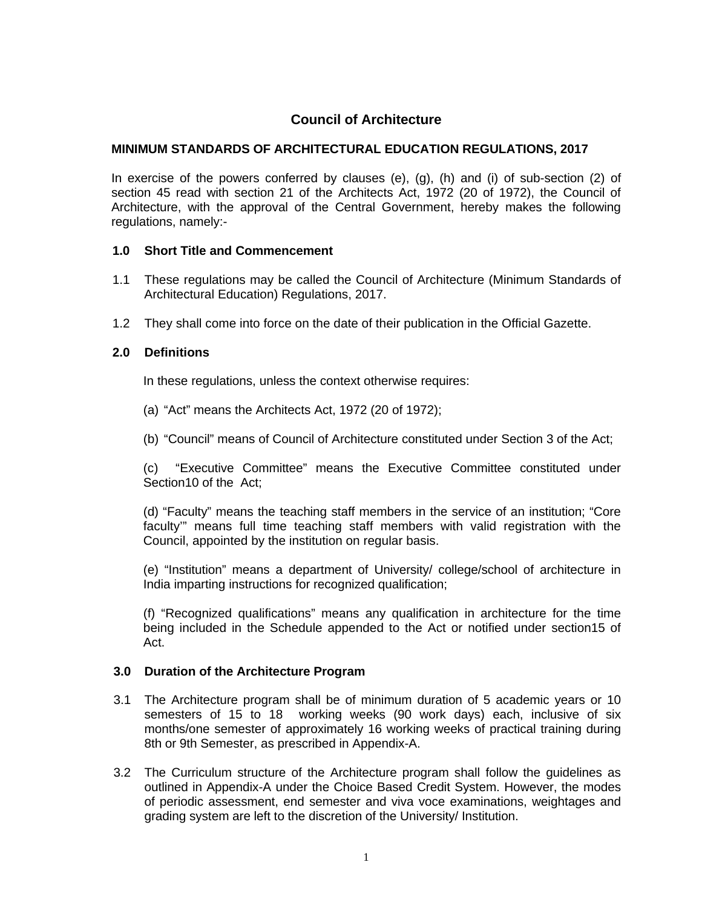# Council of Architecture

## MINIMUM STANDARDS OF ARCHITECTURAL EDUCATION REGULATIONS, 2017

In exercise of the powers conferred by clauses (e), (g), (h) and (i) of sub-section (2) of section 45 read with section 21 of the Architects Act, 1972 (20 of 1972), the Council of Architecture, with the approval of the Central Government, hereby makes the following regulations, namely:-

### 1.0 Short Title and Commencement

1.1 These regulations may be called the Council of Architecture (Minimum Standards of Architectural Education) Regulations, 2017.

1.2 They shall come into force on the date of their publication in the Official Gazette.

### 2.0 Definitions

In these regulations, unless the context otherwise requires:

(a) "Act" means the Architects Act, 1972 (20 of 1972);

(b) "Council" means of Council of Architecture constituted under Section 3 of the Act;

(c) "Executive Committee" means the Executive Committee constituted under Section10 of the Act;

(d) "Faculty" means the teaching staff members in the service of an institution; "Core faculty'" means full time teaching staff members with valid registration with the Council, appointed by the institution on regular basis.

(e) "Institution" means a department of University/ college/school of architecture in India imparting instructions for recognized qualification;

(f) "Recognized qualifications" means any qualification in architecture for the time being included in the Schedule appended to the Act or notified under section15 of Act.

### 3.0 Duration of the Architecture Program

3.1 The Architecture program shall be of minimum duration of 5 academic years or 10 semesters of 15 to 18 working weeks (90 work days) each, inclusive of six months/one semester of approximately 16 working weeks of practical training during 8th or 9th Semester, as prescribed in Appendix-A.

3.2 The Curriculum structure of the Architecture program shall follow the guidelines as outlined in Appendix-A under the Choice Based Credit System. However, the modes of periodic assessment, end semester and viva voce examinations, weightages and grading system are left to the discretion of the University/ Institution.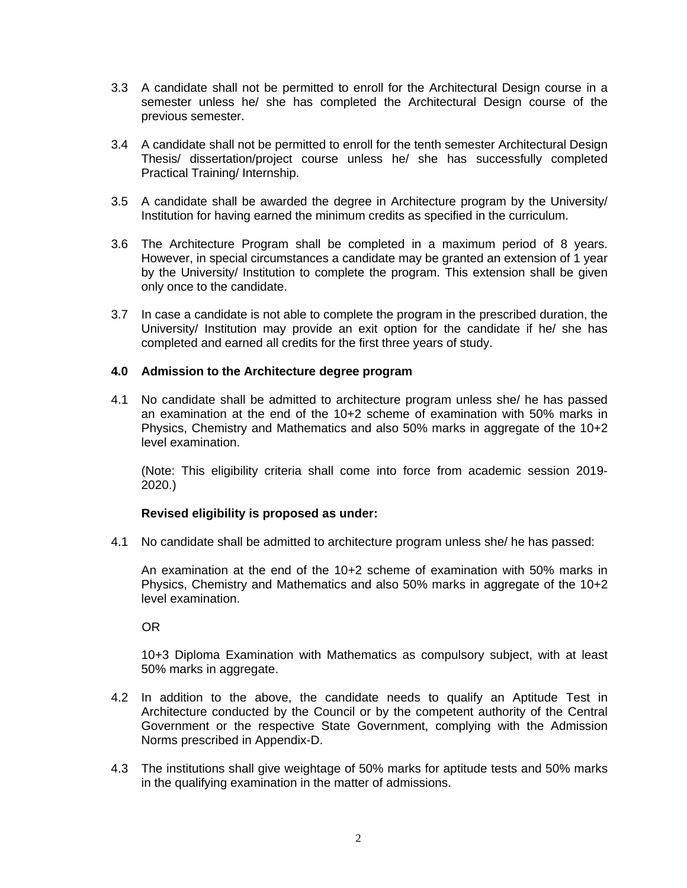3.3 A candidate shall not be permitted to enroll for the Architectural Design course in a semester unless he/ she has completed the Architectural Design course of the previous semester.

3.4 A candidate shall not be permitted to enroll for the tenth semester Architectural Design Thesis/ dissertation/project course unless he/ she has successfully completed Practical Training/ Internship.

3.5 A candidate shall be awarded the degree in Architecture program by the University/ Institution for having earned the minimum credits as specified in the curriculum.

3.6 The Architecture Program shall be completed in a maximum period of 8 years. However, in special circumstances a candidate may be granted an extension of 1 year by the University/ Institution to complete the program. This extension shall be given only once to the candidate.

3.7 In case a candidate is not able to complete the program in the prescribed duration, the University/ Institution may provide an exit option for the candidate if he/ she has completed and earned all credits for the first three years of study.

## 4.0 Admission to the Architecture degree program

4.1 No candidate shall be admitted to architecture program unless she/ he has passed an examination at the end of the 10+2 scheme of examination with 50% marks in Physics, Chemistry and Mathematics and also 50% marks in aggregate of the 10+2 level examination.

(Note: This eligibility criteria shall come into force from academic session 2019-2020.)

**Revised eligibility is proposed as under:**

4.1 No candidate shall be admitted to architecture program unless she/ he has passed:

An examination at the end of the 10+2 scheme of examination with 50% marks in Physics, Chemistry and Mathematics and also 50% marks in aggregate of the 10+2 level examination.

OR

10+3 Diploma Examination with Mathematics as compulsory subject, with at least 50% marks in aggregate.

4.2 In addition to the above, the candidate needs to qualify an Aptitude Test in Architecture conducted by the Council or by the competent authority of the Central Government or the respective State Government, complying with the Admission Norms prescribed in Appendix-D.

4.3 The institutions shall give weightage of 50% marks for aptitude tests and 50% marks in the qualifying examination in the matter of admissions.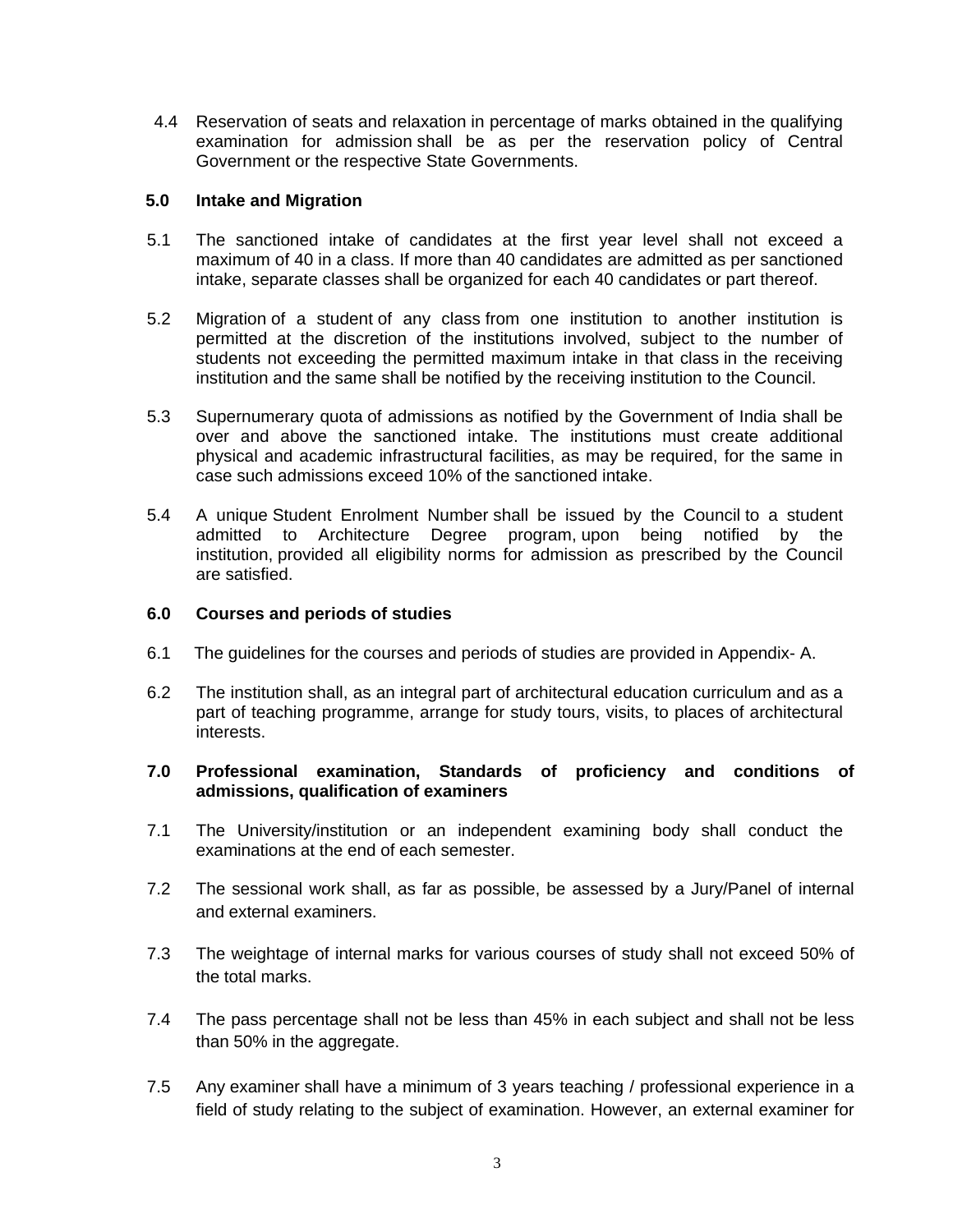4.4 Reservation of seats and relaxation in percentage of marks obtained in the qualifying examination for admission shall be as per the reservation policy of Central Government or the respective State Governments.

## 5.0 Intake and Migration

5.1 The sanctioned intake of candidates at the first year level shall not exceed a maximum of 40 in a class. If more than 40 candidates are admitted as per sanctioned intake, separate classes shall be organized for each 40 candidates or part thereof.

5.2 Migration of a student of any class from one institution to another institution is permitted at the discretion of the institutions involved, subject to the number of students not exceeding the permitted maximum intake in that class in the receiving institution and the same shall be notified by the receiving institution to the Council.

5.3 Supernumerary quota of admissions as notified by the Government of India shall be over and above the sanctioned intake. The institutions must create additional physical and academic infrastructural facilities, as may be required, for the same in case such admissions exceed 10% of the sanctioned intake.

5.4 A unique Student Enrolment Number shall be issued by the Council to a student admitted to Architecture Degree program, upon being notified by the institution, provided all eligibility norms for admission as prescribed by the Council are satisfied.

## 6.0 Courses and periods of studies

6.1 The guidelines for the courses and periods of studies are provided in Appendix- A.

6.2 The institution shall, as an integral part of architectural education curriculum and as a part of teaching programme, arrange for study tours, visits, to places of architectural interests.

## 7.0 Professional examination, Standards of proficiency and conditions of admissions, qualification of examiners

7.1 The University/institution or an independent examining body shall conduct the examinations at the end of each semester.

7.2 The sessional work shall, as far as possible, be assessed by a Jury/Panel of internal and external examiners.

7.3 The weightage of internal marks for various courses of study shall not exceed 50% of the total marks.

7.4 The pass percentage shall not be less than 45% in each subject and shall not be less than 50% in the aggregate.

7.5 Any examiner shall have a minimum of 3 years teaching / professional experience in a field of study relating to the subject of examination. However, an external examiner for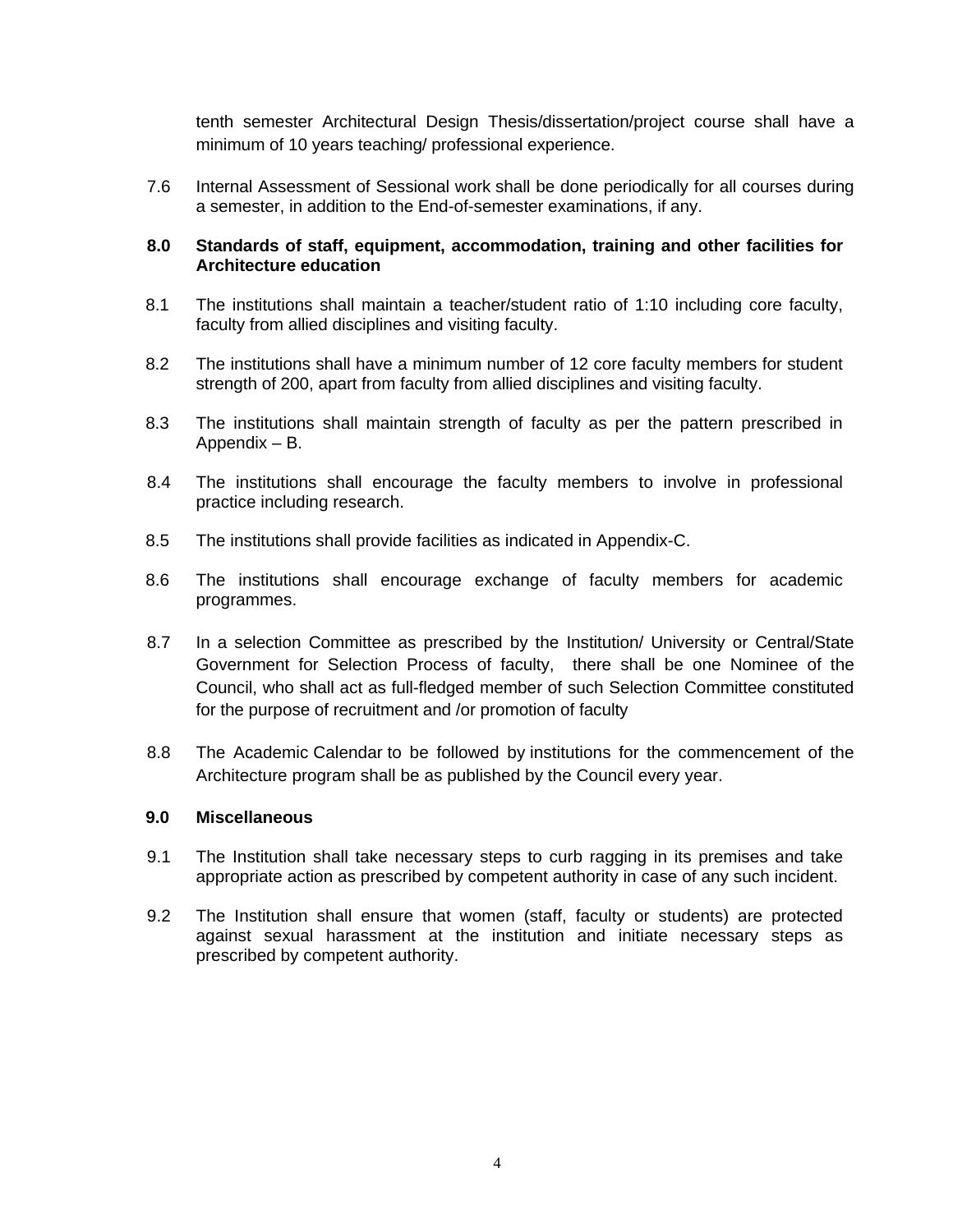tenth semester Architectural Design Thesis/dissertation/project course shall have a minimum of 10 years teaching/ professional experience.

7.6 Internal Assessment of Sessional work shall be done periodically for all courses during a semester, in addition to the End-of-semester examinations, if any.

**8.0 Standards of staff, equipment, accommodation, training and other facilities for Architecture education**

8.1 The institutions shall maintain a teacher/student ratio of 1:10 including core faculty, faculty from allied disciplines and visiting faculty.

8.2 The institutions shall have a minimum number of 12 core faculty members for student strength of 200, apart from faculty from allied disciplines and visiting faculty.

8.3 The institutions shall maintain strength of faculty as per the pattern prescribed in Appendix – B.

8.4 The institutions shall encourage the faculty members to involve in professional practice including research.

8.5 The institutions shall provide facilities as indicated in Appendix-C.

8.6 The institutions shall encourage exchange of faculty members for academic programmes.

8.7 In a selection Committee as prescribed by the Institution/ University or Central/State Government for Selection Process of faculty, there shall be one Nominee of the Council, who shall act as full-fledged member of such Selection Committee constituted for the purpose of recruitment and /or promotion of faculty

8.8 The Academic Calendar to be followed by institutions for the commencement of the Architecture program shall be as published by the Council every year.

**9.0 Miscellaneous**

9.1 The Institution shall take necessary steps to curb ragging in its premises and take appropriate action as prescribed by competent authority in case of any such incident.

9.2 The Institution shall ensure that women (staff, faculty or students) are protected against sexual harassment at the institution and initiate necessary steps as prescribed by competent authority.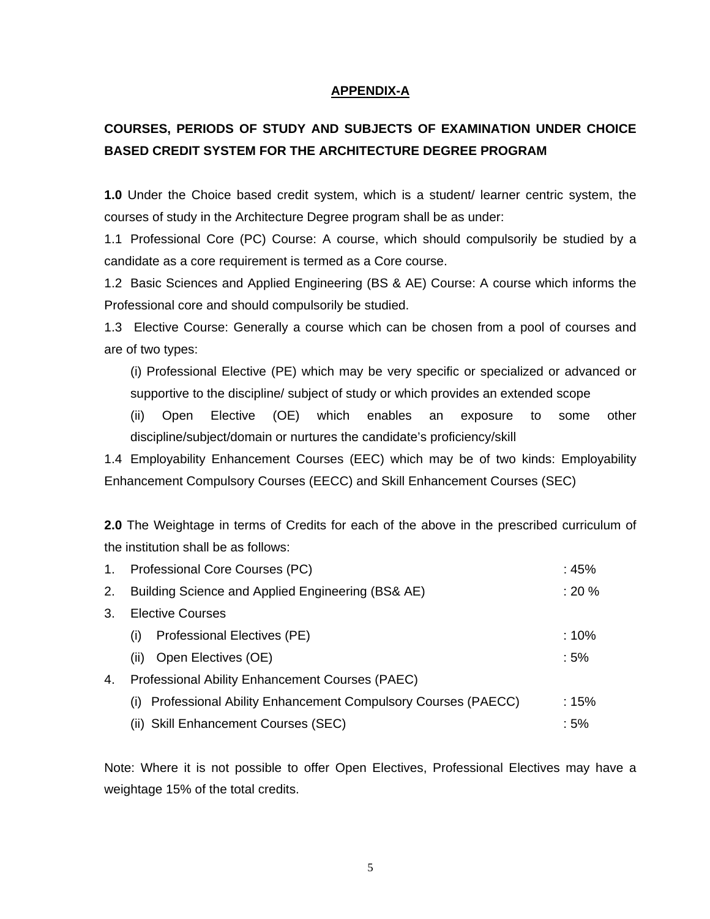## APPENDIX-A

### COURSES, PERIODS OF STUDY AND SUBJECTS OF EXAMINATION UNDER CHOICE BASED CREDIT SYSTEM FOR THE ARCHITECTURE DEGREE PROGRAM

**1.0** Under the Choice based credit system, which is a student/ learner centric system, the courses of study in the Architecture Degree program shall be as under:

1.1 Professional Core (PC) Course: A course, which should compulsorily be studied by a candidate as a core requirement is termed as a Core course.

1.2 Basic Sciences and Applied Engineering (BS & AE) Course: A course which informs the Professional core and should compulsorily be studied.

1.3 Elective Course: Generally a course which can be chosen from a pool of courses and are of two types:

(i) Professional Elective (PE) which may be very specific or specialized or advanced or supportive to the discipline/ subject of study or which provides an extended scope

(ii) Open Elective (OE) which enables an exposure to some other discipline/subject/domain or nurtures the candidate's proficiency/skill

1.4 Employability Enhancement Courses (EEC) which may be of two kinds: Employability Enhancement Compulsory Courses (EECC) and Skill Enhancement Courses (SEC)

**2.0** The Weightage in terms of Credits for each of the above in the prescribed curriculum of the institution shall be as follows:

1. Professional Core Courses (PC) : 45%
2. Building Science and Applied Engineering (BS& AE) : 20 %
3. Elective Courses
   - (i) Professional Electives (PE) : 10%
   - (ii) Open Electives (OE) : 5%
4. Professional Ability Enhancement Courses (PAEC)
   - (i) Professional Ability Enhancement Compulsory Courses (PAECC) : 15%
   - (ii) Skill Enhancement Courses (SEC) : 5%

Note: Where it is not possible to offer Open Electives, Professional Electives may have a weightage 15% of the total credits.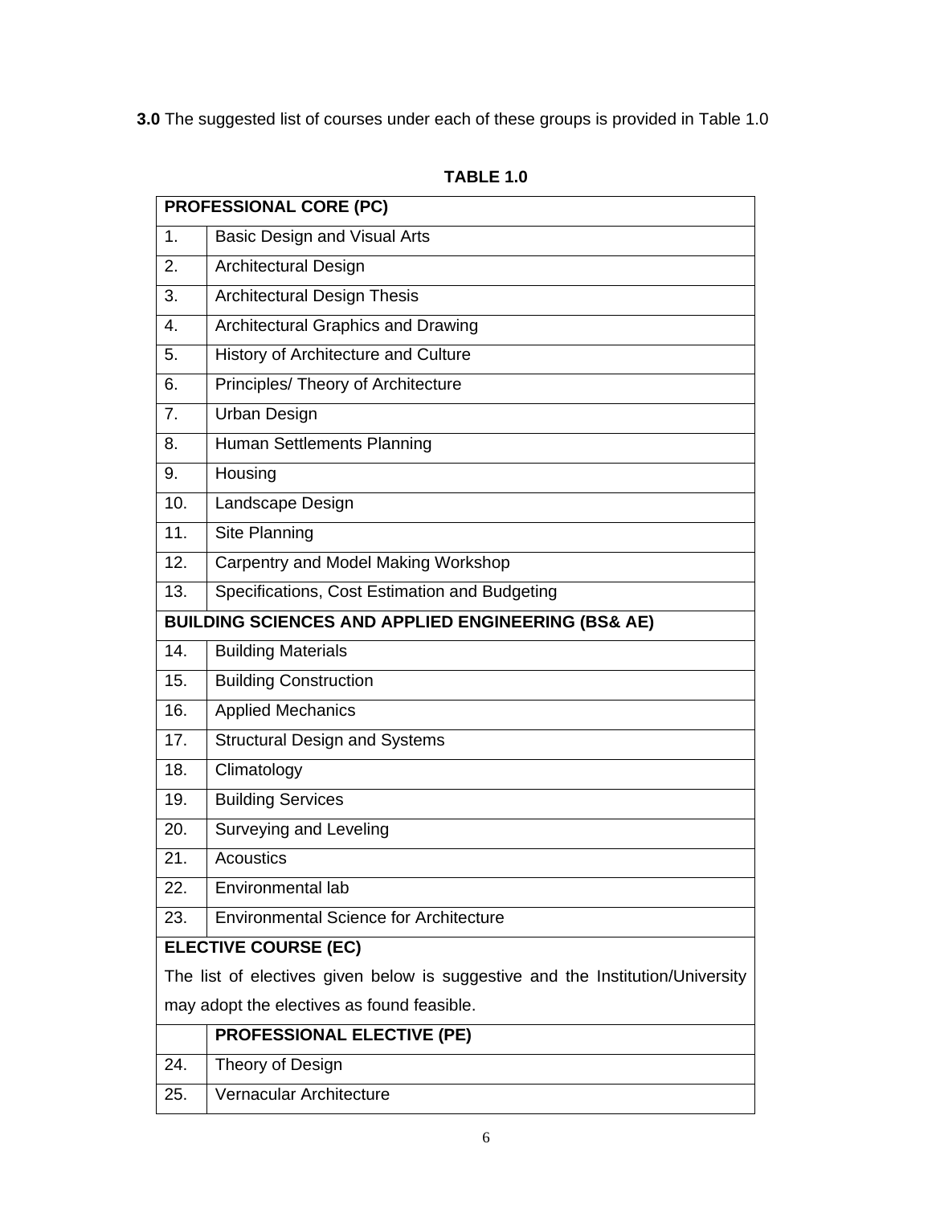**3.0** The suggested list of courses under each of these groups is provided in Table 1.0

**TABLE 1.0**

| **PROFESSIONAL CORE (PC)** | |
|---|---|
| 1. | Basic Design and Visual Arts |
| 2. | Architectural Design |
| 3. | Architectural Design Thesis |
| 4. | Architectural Graphics and Drawing |
| 5. | History of Architecture and Culture |
| 6. | Principles/ Theory of Architecture |
| 7. | Urban Design |
| 8. | Human Settlements Planning |
| 9. | Housing |
| 10. | Landscape Design |
| 11. | Site Planning |
| 12. | Carpentry and Model Making Workshop |
| 13. | Specifications, Cost Estimation and Budgeting |
| **BUILDING SCIENCES AND APPLIED ENGINEERING (BS& AE)** | |
| 14. | Building Materials |
| 15. | Building Construction |
| 16. | Applied Mechanics |
| 17. | Structural Design and Systems |
| 18. | Climatology |
| 19. | Building Services |
| 20. | Surveying and Leveling |
| 21. | Acoustics |
| 22. | Environmental lab |
| 23. | Environmental Science for Architecture |
| **ELECTIVE COURSE (EC)** The list of electives given below is suggestive and the Institution/University may adopt the electives as found feasible. | |
| | **PROFESSIONAL ELECTIVE (PE)** |
| 24. | Theory of Design |
| 25. | Vernacular Architecture |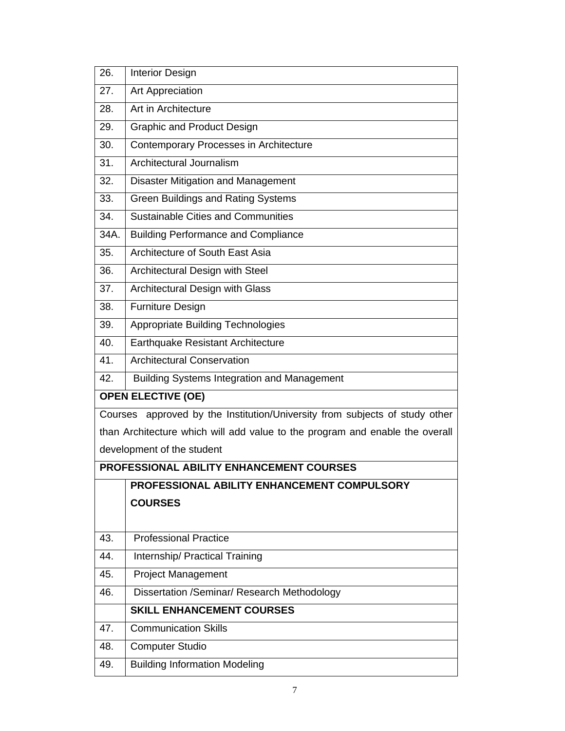| | |
|---|---|
| 26. | Interior Design |
| 27. | Art Appreciation |
| 28. | Art in Architecture |
| 29. | Graphic and Product Design |
| 30. | Contemporary Processes in Architecture |
| 31. | Architectural Journalism |
| 32. | Disaster Mitigation and Management |
| 33. | Green Buildings and Rating Systems |
| 34. | Sustainable Cities and Communities |
| 34A. | Building Performance and Compliance |
| 35. | Architecture of South East Asia |
| 36. | Architectural Design with Steel |
| 37. | Architectural Design with Glass |
| 38. | Furniture Design |
| 39. | Appropriate Building Technologies |
| 40. | Earthquake Resistant Architecture |
| 41. | Architectural Conservation |
| 42. | Building Systems Integration and Management |
| **OPEN ELECTIVE (OE)** | |
| Courses approved by the Institution/University from subjects of study other than Architecture which will add value to the program and enable the overall development of the student | |
| **PROFESSIONAL ABILITY ENHANCEMENT COURSES** | |
| | **PROFESSIONAL ABILITY ENHANCEMENT COMPULSORY COURSES** |
| 43. | Professional Practice |
| 44. | Internship/ Practical Training |
| 45. | Project Management |
| 46. | Dissertation /Seminar/ Research Methodology |
| | **SKILL ENHANCEMENT COURSES** |
| 47. | Communication Skills |
| 48. | Computer Studio |
| 49. | Building Information Modeling |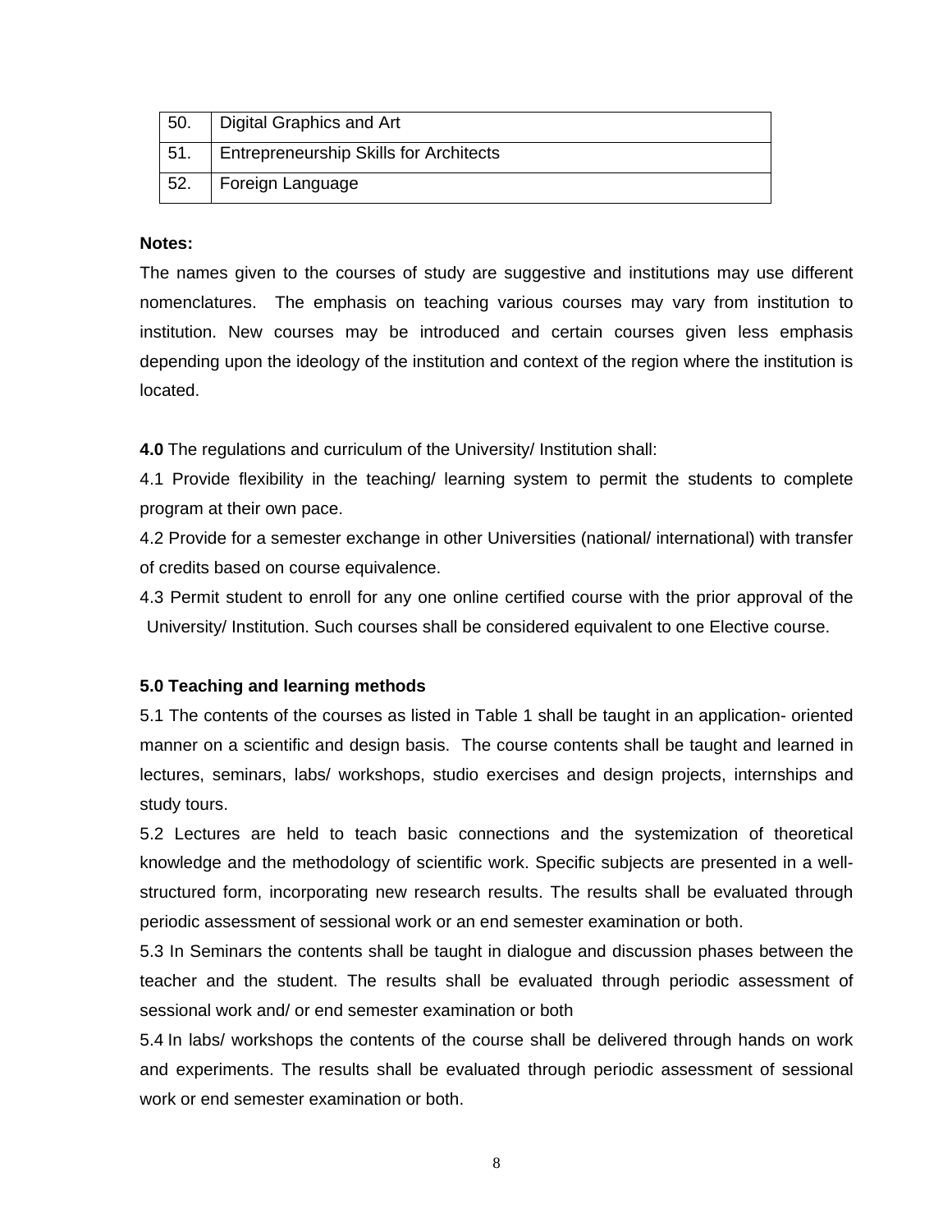| | |
|---|---|
| 50. | Digital Graphics and Art |
| 51. | Entrepreneurship Skills for Architects |
| 52. | Foreign Language |

**Notes:**

The names given to the courses of study are suggestive and institutions may use different nomenclatures. The emphasis on teaching various courses may vary from institution to institution. New courses may be introduced and certain courses given less emphasis depending upon the ideology of the institution and context of the region where the institution is located.

**4.0** The regulations and curriculum of the University/ Institution shall:

4.1 Provide flexibility in the teaching/ learning system to permit the students to complete program at their own pace.

4.2 Provide for a semester exchange in other Universities (national/ international) with transfer of credits based on course equivalence.

4.3 Permit student to enroll for any one online certified course with the prior approval of the University/ Institution. Such courses shall be considered equivalent to one Elective course.

**5.0 Teaching and learning methods**

5.1 The contents of the courses as listed in Table 1 shall be taught in an application- oriented manner on a scientific and design basis. The course contents shall be taught and learned in lectures, seminars, labs/ workshops, studio exercises and design projects, internships and study tours.

5.2 Lectures are held to teach basic connections and the systemization of theoretical knowledge and the methodology of scientific work. Specific subjects are presented in a well-structured form, incorporating new research results. The results shall be evaluated through periodic assessment of sessional work or an end semester examination or both.

5.3 In Seminars the contents shall be taught in dialogue and discussion phases between the teacher and the student. The results shall be evaluated through periodic assessment of sessional work and/ or end semester examination or both

5.4 In labs/ workshops the contents of the course shall be delivered through hands on work and experiments. The results shall be evaluated through periodic assessment of sessional work or end semester examination or both.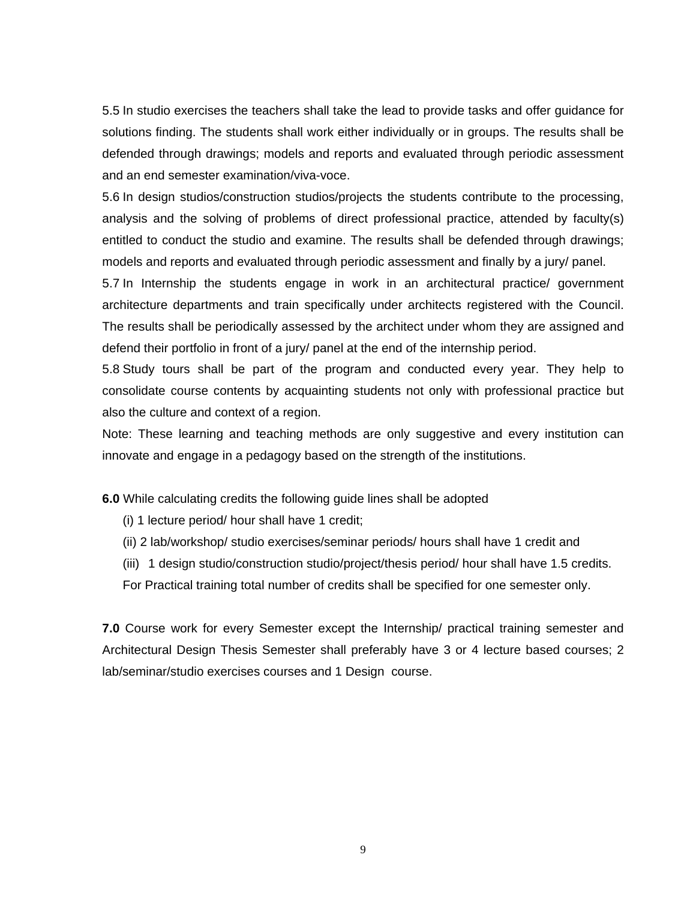5.5 In studio exercises the teachers shall take the lead to provide tasks and offer guidance for solutions finding. The students shall work either individually or in groups. The results shall be defended through drawings; models and reports and evaluated through periodic assessment and an end semester examination/viva-voce.

5.6 In design studios/construction studios/projects the students contribute to the processing, analysis and the solving of problems of direct professional practice, attended by faculty(s) entitled to conduct the studio and examine. The results shall be defended through drawings; models and reports and evaluated through periodic assessment and finally by a jury/ panel.

5.7 In Internship the students engage in work in an architectural practice/ government architecture departments and train specifically under architects registered with the Council. The results shall be periodically assessed by the architect under whom they are assigned and defend their portfolio in front of a jury/ panel at the end of the internship period.

5.8 Study tours shall be part of the program and conducted every year. They help to consolidate course contents by acquainting students not only with professional practice but also the culture and context of a region.

Note: These learning and teaching methods are only suggestive and every institution can innovate and engage in a pedagogy based on the strength of the institutions.

**6.0** While calculating credits the following guide lines shall be adopted

(i) 1 lecture period/ hour shall have 1 credit;

(ii) 2 lab/workshop/ studio exercises/seminar periods/ hours shall have 1 credit and

(iii) 1 design studio/construction studio/project/thesis period/ hour shall have 1.5 credits.

For Practical training total number of credits shall be specified for one semester only.

**7.0** Course work for every Semester except the Internship/ practical training semester and Architectural Design Thesis Semester shall preferably have 3 or 4 lecture based courses; 2 lab/seminar/studio exercises courses and 1 Design course.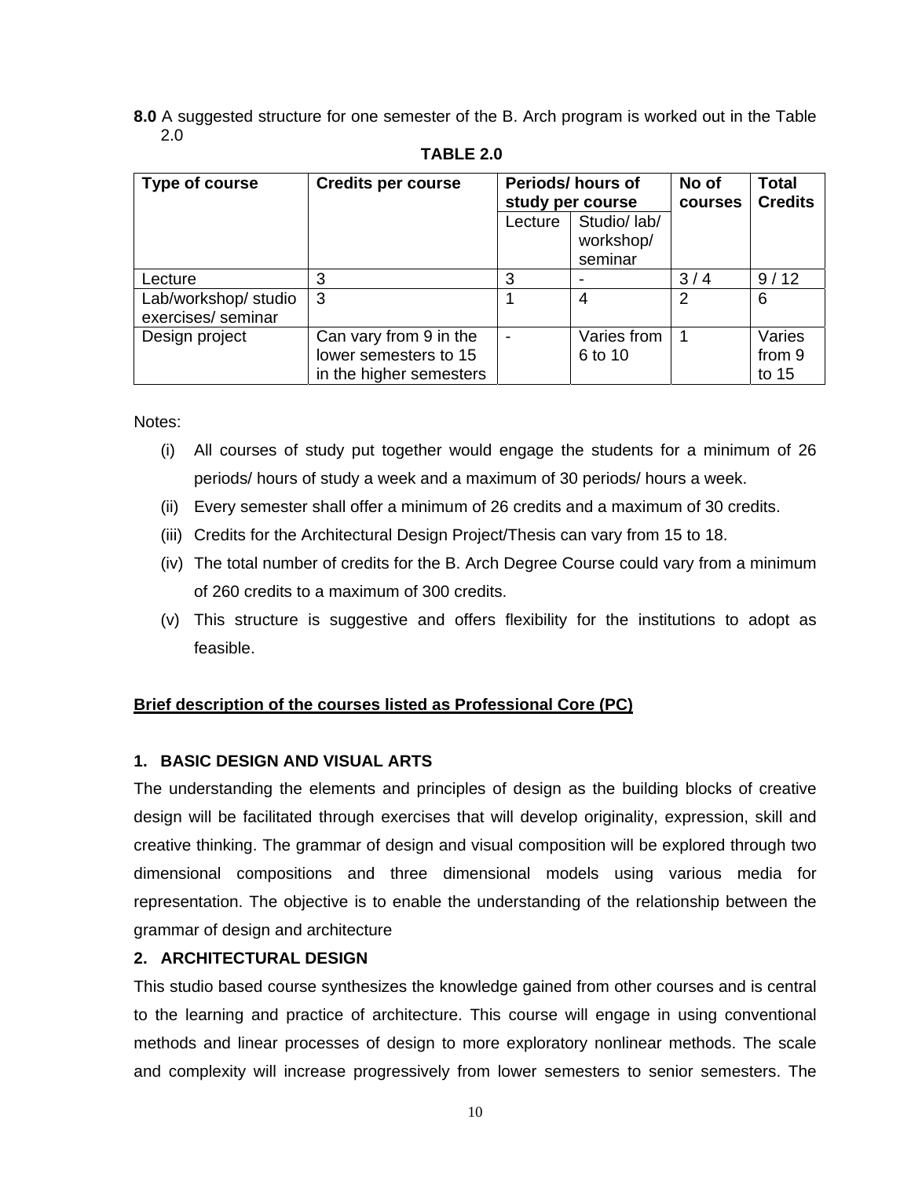**8.0** A suggested structure for one semester of the B. Arch program is worked out in the Table 2.0

**TABLE 2.0**

| Type of course | Credits per course | Periods/ hours of study per course | | No of courses | Total Credits |
|---|---|---|---|---|---|
| | | Lecture | Studio/ lab/ workshop/ seminar | | |
| Lecture | 3 | 3 | - | 3 / 4 | 9 / 12 |
| Lab/workshop/ studio exercises/ seminar | 3 | 1 | 4 | 2 | 6 |
| Design project | Can vary from 9 in the lower semesters to 15 in the higher semesters | - | Varies from 6 to 10 | 1 | Varies from 9 to 15 |

Notes:

(i) All courses of study put together would engage the students for a minimum of 26 periods/ hours of study a week and a maximum of 30 periods/ hours a week.

(ii) Every semester shall offer a minimum of 26 credits and a maximum of 30 credits.

(iii) Credits for the Architectural Design Project/Thesis can vary from 15 to 18.

(iv) The total number of credits for the B. Arch Degree Course could vary from a minimum of 260 credits to a maximum of 300 credits.

(v) This structure is suggestive and offers flexibility for the institutions to adopt as feasible.

**Brief description of the courses listed as Professional Core (PC)**

**1. BASIC DESIGN AND VISUAL ARTS**

The understanding the elements and principles of design as the building blocks of creative design will be facilitated through exercises that will develop originality, expression, skill and creative thinking. The grammar of design and visual composition will be explored through two dimensional compositions and three dimensional models using various media for representation. The objective is to enable the understanding of the relationship between the grammar of design and architecture

**2. ARCHITECTURAL DESIGN**

This studio based course synthesizes the knowledge gained from other courses and is central to the learning and practice of architecture. This course will engage in using conventional methods and linear processes of design to more exploratory nonlinear methods. The scale and complexity will increase progressively from lower semesters to senior semesters. The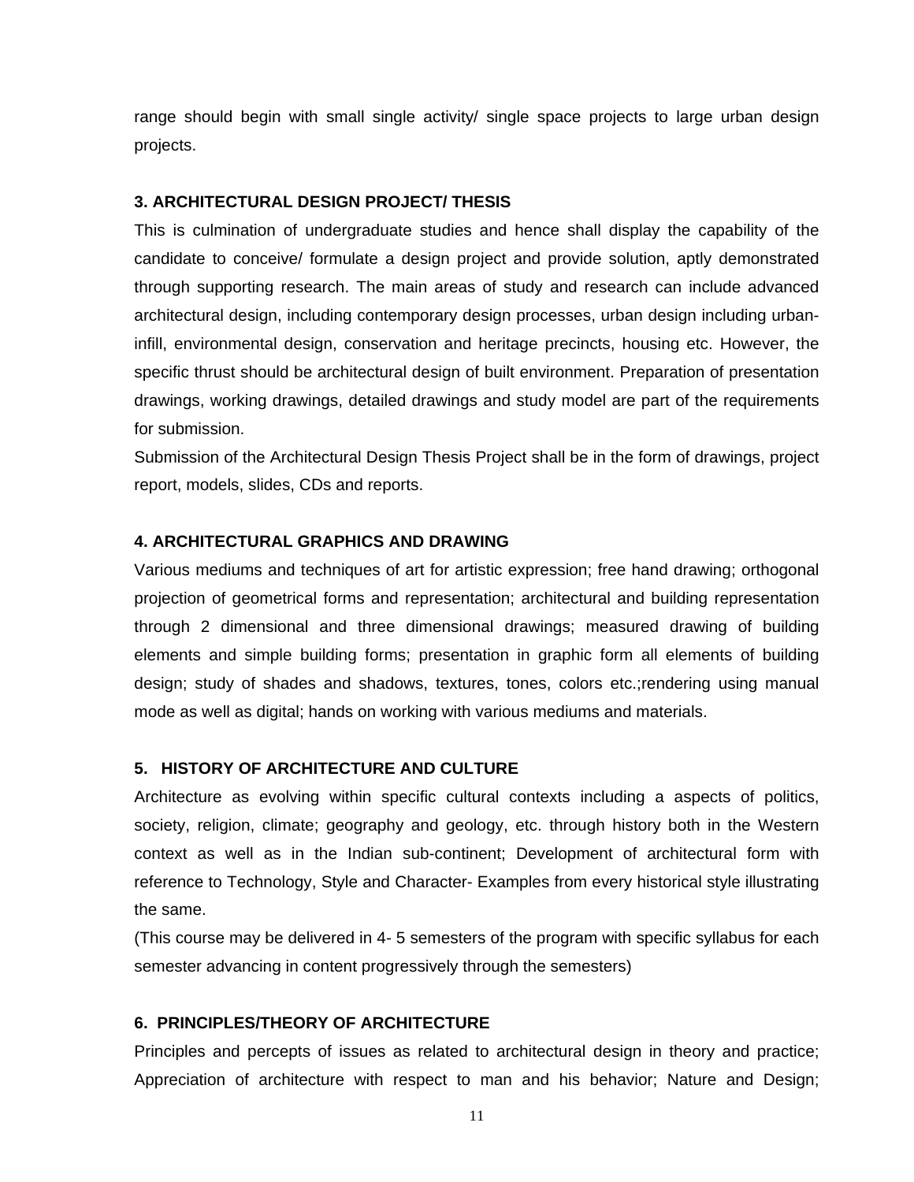range should begin with small single activity/ single space projects to large urban design projects.

### 3. ARCHITECTURAL DESIGN PROJECT/ THESIS

This is culmination of undergraduate studies and hence shall display the capability of the candidate to conceive/ formulate a design project and provide solution, aptly demonstrated through supporting research. The main areas of study and research can include advanced architectural design, including contemporary design processes, urban design including urban-infill, environmental design, conservation and heritage precincts, housing etc. However, the specific thrust should be architectural design of built environment. Preparation of presentation drawings, working drawings, detailed drawings and study model are part of the requirements for submission.

Submission of the Architectural Design Thesis Project shall be in the form of drawings, project report, models, slides, CDs and reports.

### 4. ARCHITECTURAL GRAPHICS AND DRAWING

Various mediums and techniques of art for artistic expression; free hand drawing; orthogonal projection of geometrical forms and representation; architectural and building representation through 2 dimensional and three dimensional drawings; measured drawing of building elements and simple building forms; presentation in graphic form all elements of building design; study of shades and shadows, textures, tones, colors etc.;rendering using manual mode as well as digital; hands on working with various mediums and materials.

### 5. HISTORY OF ARCHITECTURE AND CULTURE

Architecture as evolving within specific cultural contexts including a aspects of politics, society, religion, climate; geography and geology, etc. through history both in the Western context as well as in the Indian sub-continent; Development of architectural form with reference to Technology, Style and Character- Examples from every historical style illustrating the same.

(This course may be delivered in 4- 5 semesters of the program with specific syllabus for each semester advancing in content progressively through the semesters)

### 6. PRINCIPLES/THEORY OF ARCHITECTURE

Principles and percepts of issues as related to architectural design in theory and practice; Appreciation of architecture with respect to man and his behavior; Nature and Design;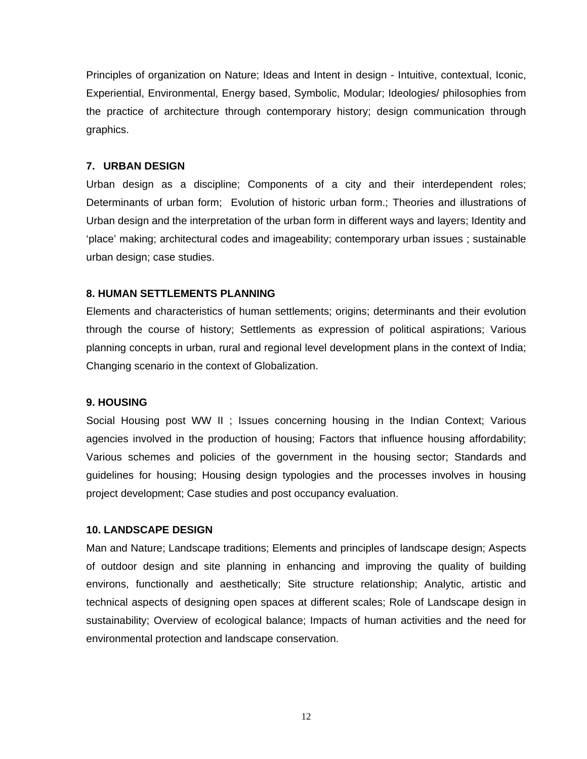Principles of organization on Nature; Ideas and Intent in design - Intuitive, contextual, Iconic, Experiential, Environmental, Energy based, Symbolic, Modular; Ideologies/ philosophies from the practice of architecture through contemporary history; design communication through graphics.

### 7. URBAN DESIGN

Urban design as a discipline; Components of a city and their interdependent roles; Determinants of urban form; Evolution of historic urban form.; Theories and illustrations of Urban design and the interpretation of the urban form in different ways and layers; Identity and 'place' making; architectural codes and imageability; contemporary urban issues ; sustainable urban design; case studies.

### 8. HUMAN SETTLEMENTS PLANNING

Elements and characteristics of human settlements; origins; determinants and their evolution through the course of history; Settlements as expression of political aspirations; Various planning concepts in urban, rural and regional level development plans in the context of India; Changing scenario in the context of Globalization.

### 9. HOUSING

Social Housing post WW II ; Issues concerning housing in the Indian Context; Various agencies involved in the production of housing; Factors that influence housing affordability; Various schemes and policies of the government in the housing sector; Standards and guidelines for housing; Housing design typologies and the processes involves in housing project development; Case studies and post occupancy evaluation.

### 10. LANDSCAPE DESIGN

Man and Nature; Landscape traditions; Elements and principles of landscape design; Aspects of outdoor design and site planning in enhancing and improving the quality of building environs, functionally and aesthetically; Site structure relationship; Analytic, artistic and technical aspects of designing open spaces at different scales; Role of Landscape design in sustainability; Overview of ecological balance; Impacts of human activities and the need for environmental protection and landscape conservation.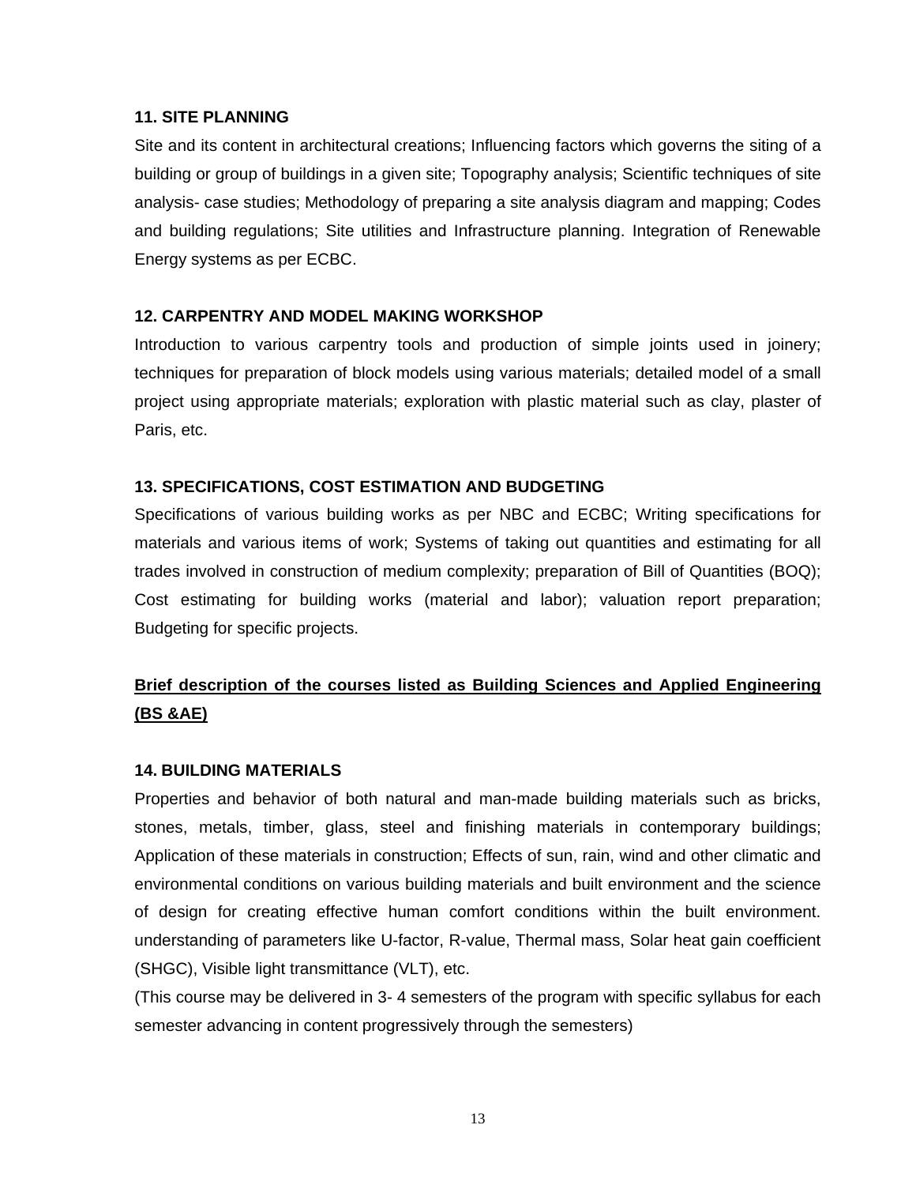**11. SITE PLANNING**

Site and its content in architectural creations; Influencing factors which governs the siting of a building or group of buildings in a given site; Topography analysis; Scientific techniques of site analysis- case studies; Methodology of preparing a site analysis diagram and mapping; Codes and building regulations; Site utilities and Infrastructure planning. Integration of Renewable Energy systems as per ECBC.

**12. CARPENTRY AND MODEL MAKING WORKSHOP**

Introduction to various carpentry tools and production of simple joints used in joinery; techniques for preparation of block models using various materials; detailed model of a small project using appropriate materials; exploration with plastic material such as clay, plaster of Paris, etc.

**13. SPECIFICATIONS, COST ESTIMATION AND BUDGETING**

Specifications of various building works as per NBC and ECBC; Writing specifications for materials and various items of work; Systems of taking out quantities and estimating for all trades involved in construction of medium complexity; preparation of Bill of Quantities (BOQ); Cost estimating for building works (material and labor); valuation report preparation; Budgeting for specific projects.

**<u>Brief description of the courses listed as Building Sciences and Applied Engineering (BS &AE)</u>**

**14. BUILDING MATERIALS**

Properties and behavior of both natural and man-made building materials such as bricks, stones, metals, timber, glass, steel and finishing materials in contemporary buildings; Application of these materials in construction; Effects of sun, rain, wind and other climatic and environmental conditions on various building materials and built environment and the science of design for creating effective human comfort conditions within the built environment. understanding of parameters like U-factor, R-value, Thermal mass, Solar heat gain coefficient (SHGC), Visible light transmittance (VLT), etc.

(This course may be delivered in 3- 4 semesters of the program with specific syllabus for each semester advancing in content progressively through the semesters)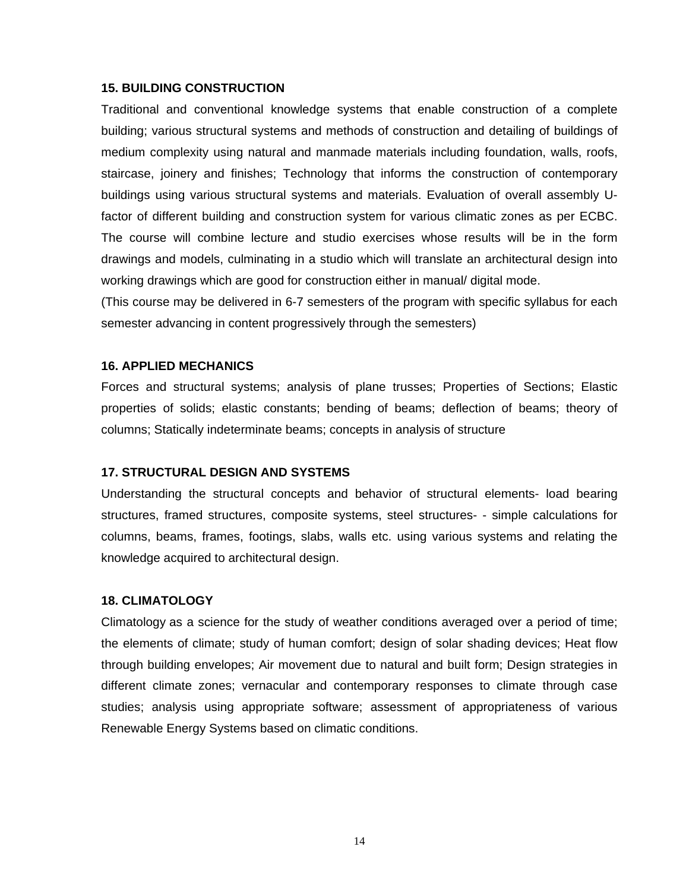### 15. BUILDING CONSTRUCTION

Traditional and conventional knowledge systems that enable construction of a complete building; various structural systems and methods of construction and detailing of buildings of medium complexity using natural and manmade materials including foundation, walls, roofs, staircase, joinery and finishes; Technology that informs the construction of contemporary buildings using various structural systems and materials. Evaluation of overall assembly U-factor of different building and construction system for various climatic zones as per ECBC. The course will combine lecture and studio exercises whose results will be in the form drawings and models, culminating in a studio which will translate an architectural design into working drawings which are good for construction either in manual/ digital mode.

(This course may be delivered in 6-7 semesters of the program with specific syllabus for each semester advancing in content progressively through the semesters)

### 16. APPLIED MECHANICS

Forces and structural systems; analysis of plane trusses; Properties of Sections; Elastic properties of solids; elastic constants; bending of beams; deflection of beams; theory of columns; Statically indeterminate beams; concepts in analysis of structure

### 17. STRUCTURAL DESIGN AND SYSTEMS

Understanding the structural concepts and behavior of structural elements- load bearing structures, framed structures, composite systems, steel structures- - simple calculations for columns, beams, frames, footings, slabs, walls etc. using various systems and relating the knowledge acquired to architectural design.

### 18. CLIMATOLOGY

Climatology as a science for the study of weather conditions averaged over a period of time; the elements of climate; study of human comfort; design of solar shading devices; Heat flow through building envelopes; Air movement due to natural and built form; Design strategies in different climate zones; vernacular and contemporary responses to climate through case studies; analysis using appropriate software; assessment of appropriateness of various Renewable Energy Systems based on climatic conditions.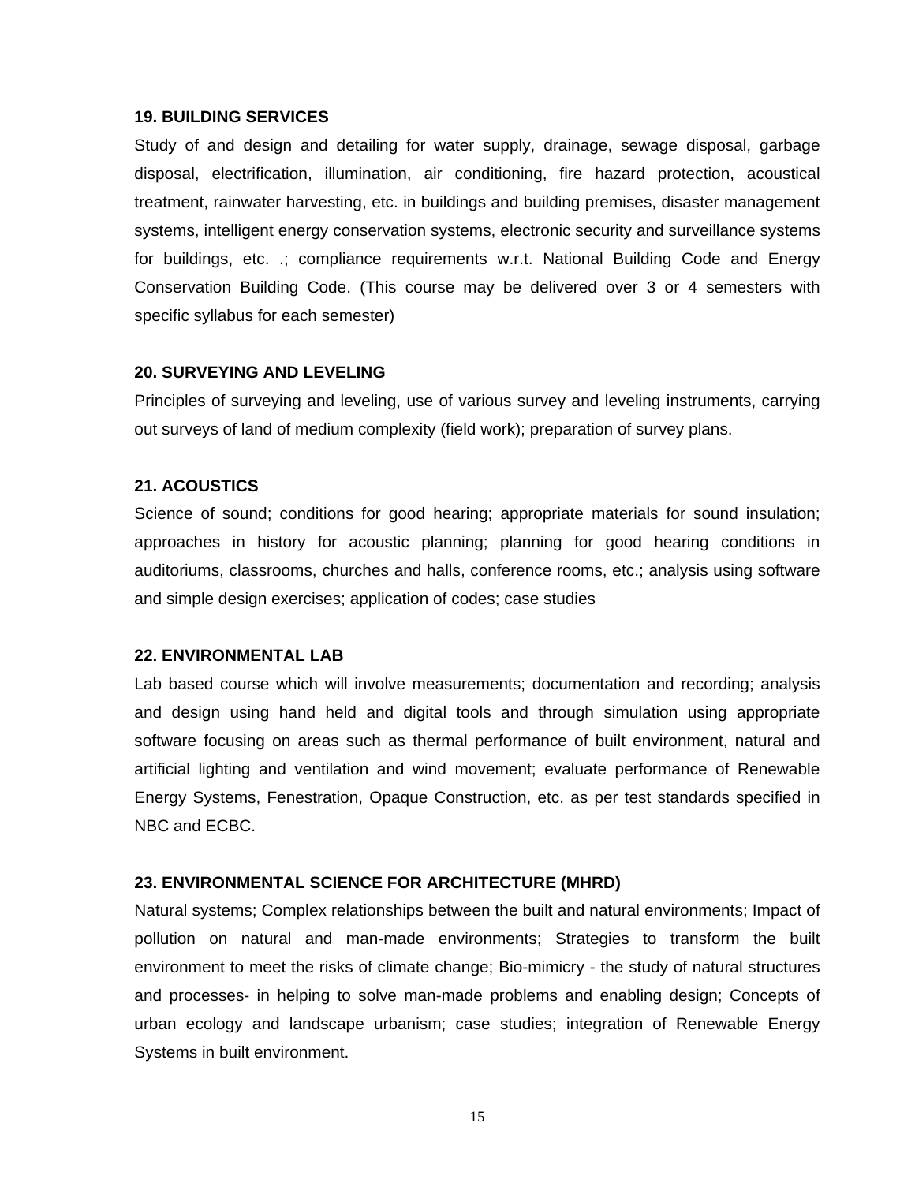### 19. BUILDING SERVICES

Study of and design and detailing for water supply, drainage, sewage disposal, garbage disposal, electrification, illumination, air conditioning, fire hazard protection, acoustical treatment, rainwater harvesting, etc. in buildings and building premises, disaster management systems, intelligent energy conservation systems, electronic security and surveillance systems for buildings, etc. .; compliance requirements w.r.t. National Building Code and Energy Conservation Building Code. (This course may be delivered over 3 or 4 semesters with specific syllabus for each semester)

### 20. SURVEYING AND LEVELING

Principles of surveying and leveling, use of various survey and leveling instruments, carrying out surveys of land of medium complexity (field work); preparation of survey plans.

### 21. ACOUSTICS

Science of sound; conditions for good hearing; appropriate materials for sound insulation; approaches in history for acoustic planning; planning for good hearing conditions in auditoriums, classrooms, churches and halls, conference rooms, etc.; analysis using software and simple design exercises; application of codes; case studies

### 22. ENVIRONMENTAL LAB

Lab based course which will involve measurements; documentation and recording; analysis and design using hand held and digital tools and through simulation using appropriate software focusing on areas such as thermal performance of built environment, natural and artificial lighting and ventilation and wind movement; evaluate performance of Renewable Energy Systems, Fenestration, Opaque Construction, etc. as per test standards specified in NBC and ECBC.

### 23. ENVIRONMENTAL SCIENCE FOR ARCHITECTURE (MHRD)

Natural systems; Complex relationships between the built and natural environments; Impact of pollution on natural and man-made environments; Strategies to transform the built environment to meet the risks of climate change; Bio-mimicry - the study of natural structures and processes- in helping to solve man-made problems and enabling design; Concepts of urban ecology and landscape urbanism; case studies; integration of Renewable Energy Systems in built environment.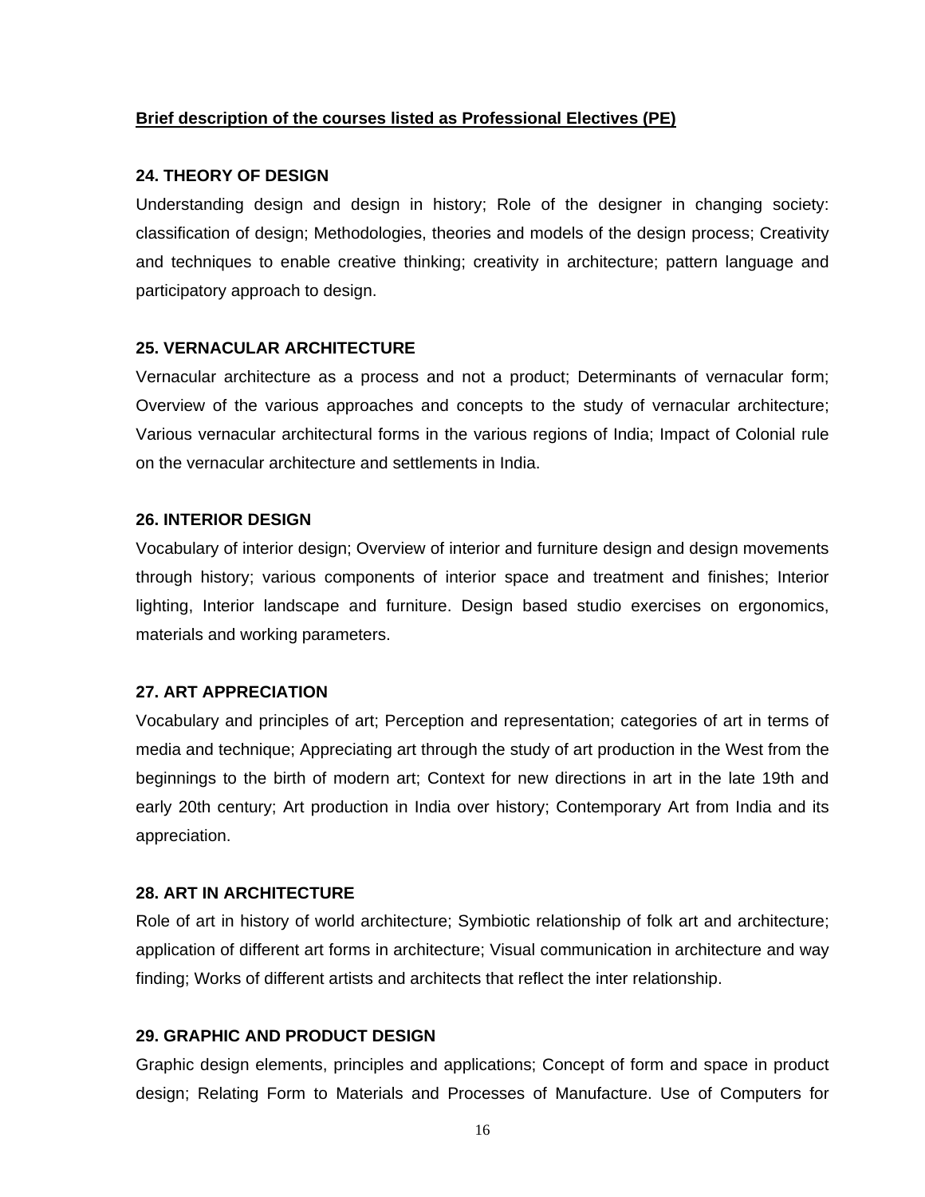**Brief description of the courses listed as Professional Electives (PE)**

**24. THEORY OF DESIGN**

Understanding design and design in history; Role of the designer in changing society: classification of design; Methodologies, theories and models of the design process; Creativity and techniques to enable creative thinking; creativity in architecture; pattern language and participatory approach to design.

**25. VERNACULAR ARCHITECTURE**

Vernacular architecture as a process and not a product; Determinants of vernacular form; Overview of the various approaches and concepts to the study of vernacular architecture; Various vernacular architectural forms in the various regions of India; Impact of Colonial rule on the vernacular architecture and settlements in India.

**26. INTERIOR DESIGN**

Vocabulary of interior design; Overview of interior and furniture design and design movements through history; various components of interior space and treatment and finishes; Interior lighting, Interior landscape and furniture. Design based studio exercises on ergonomics, materials and working parameters.

**27. ART APPRECIATION**

Vocabulary and principles of art; Perception and representation; categories of art in terms of media and technique; Appreciating art through the study of art production in the West from the beginnings to the birth of modern art; Context for new directions in art in the late 19th and early 20th century; Art production in India over history; Contemporary Art from India and its appreciation.

**28. ART IN ARCHITECTURE**

Role of art in history of world architecture; Symbiotic relationship of folk art and architecture; application of different art forms in architecture; Visual communication in architecture and way finding; Works of different artists and architects that reflect the inter relationship.

**29. GRAPHIC AND PRODUCT DESIGN**

Graphic design elements, principles and applications; Concept of form and space in product design; Relating Form to Materials and Processes of Manufacture. Use of Computers for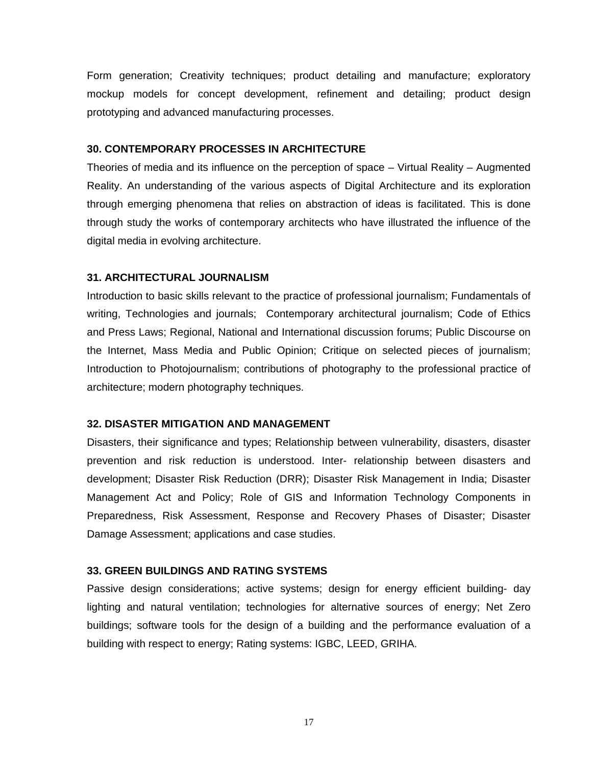Form generation; Creativity techniques; product detailing and manufacture; exploratory mockup models for concept development, refinement and detailing; product design prototyping and advanced manufacturing processes.

**30. CONTEMPORARY PROCESSES IN ARCHITECTURE**

Theories of media and its influence on the perception of space – Virtual Reality – Augmented Reality. An understanding of the various aspects of Digital Architecture and its exploration through emerging phenomena that relies on abstraction of ideas is facilitated. This is done through study the works of contemporary architects who have illustrated the influence of the digital media in evolving architecture.

**31. ARCHITECTURAL JOURNALISM**

Introduction to basic skills relevant to the practice of professional journalism; Fundamentals of writing, Technologies and journals; Contemporary architectural journalism; Code of Ethics and Press Laws; Regional, National and International discussion forums; Public Discourse on the Internet, Mass Media and Public Opinion; Critique on selected pieces of journalism; Introduction to Photojournalism; contributions of photography to the professional practice of architecture; modern photography techniques.

**32. DISASTER MITIGATION AND MANAGEMENT**

Disasters, their significance and types; Relationship between vulnerability, disasters, disaster prevention and risk reduction is understood. Inter- relationship between disasters and development; Disaster Risk Reduction (DRR); Disaster Risk Management in India; Disaster Management Act and Policy; Role of GIS and Information Technology Components in Preparedness, Risk Assessment, Response and Recovery Phases of Disaster; Disaster Damage Assessment; applications and case studies.

**33. GREEN BUILDINGS AND RATING SYSTEMS**

Passive design considerations; active systems; design for energy efficient building- day lighting and natural ventilation; technologies for alternative sources of energy; Net Zero buildings; software tools for the design of a building and the performance evaluation of a building with respect to energy; Rating systems: IGBC, LEED, GRIHA.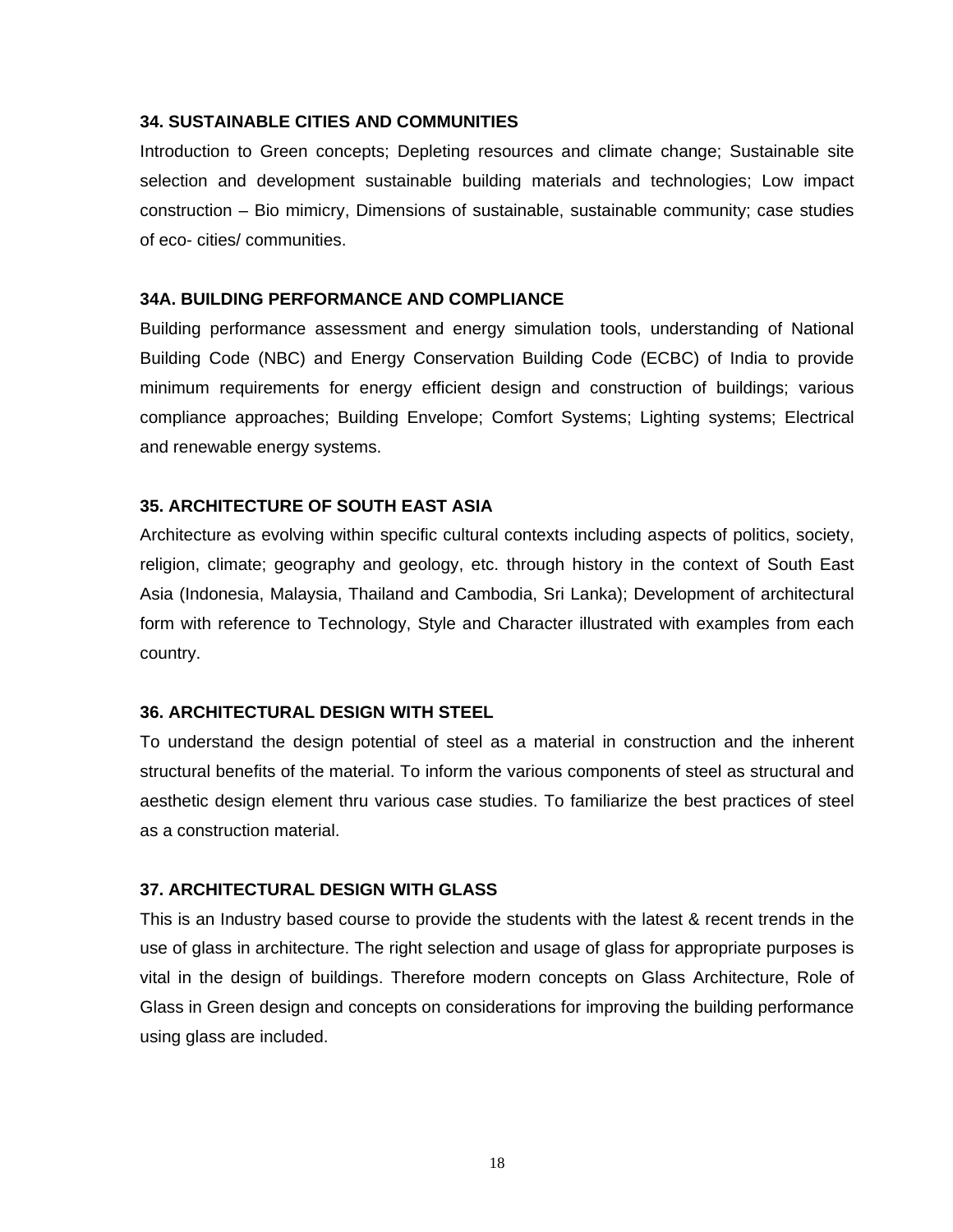**34. SUSTAINABLE CITIES AND COMMUNITIES**

Introduction to Green concepts; Depleting resources and climate change; Sustainable site selection and development sustainable building materials and technologies; Low impact construction – Bio mimicry, Dimensions of sustainable, sustainable community; case studies of eco- cities/ communities.

**34A. BUILDING PERFORMANCE AND COMPLIANCE**

Building performance assessment and energy simulation tools, understanding of National Building Code (NBC) and Energy Conservation Building Code (ECBC) of India to provide minimum requirements for energy efficient design and construction of buildings; various compliance approaches; Building Envelope; Comfort Systems; Lighting systems; Electrical and renewable energy systems.

**35. ARCHITECTURE OF SOUTH EAST ASIA**

Architecture as evolving within specific cultural contexts including aspects of politics, society, religion, climate; geography and geology, etc. through history in the context of South East Asia (Indonesia, Malaysia, Thailand and Cambodia, Sri Lanka); Development of architectural form with reference to Technology, Style and Character illustrated with examples from each country.

**36. ARCHITECTURAL DESIGN WITH STEEL**

To understand the design potential of steel as a material in construction and the inherent structural benefits of the material. To inform the various components of steel as structural and aesthetic design element thru various case studies. To familiarize the best practices of steel as a construction material.

**37. ARCHITECTURAL DESIGN WITH GLASS**

This is an Industry based course to provide the students with the latest & recent trends in the use of glass in architecture. The right selection and usage of glass for appropriate purposes is vital in the design of buildings. Therefore modern concepts on Glass Architecture, Role of Glass in Green design and concepts on considerations for improving the building performance using glass are included.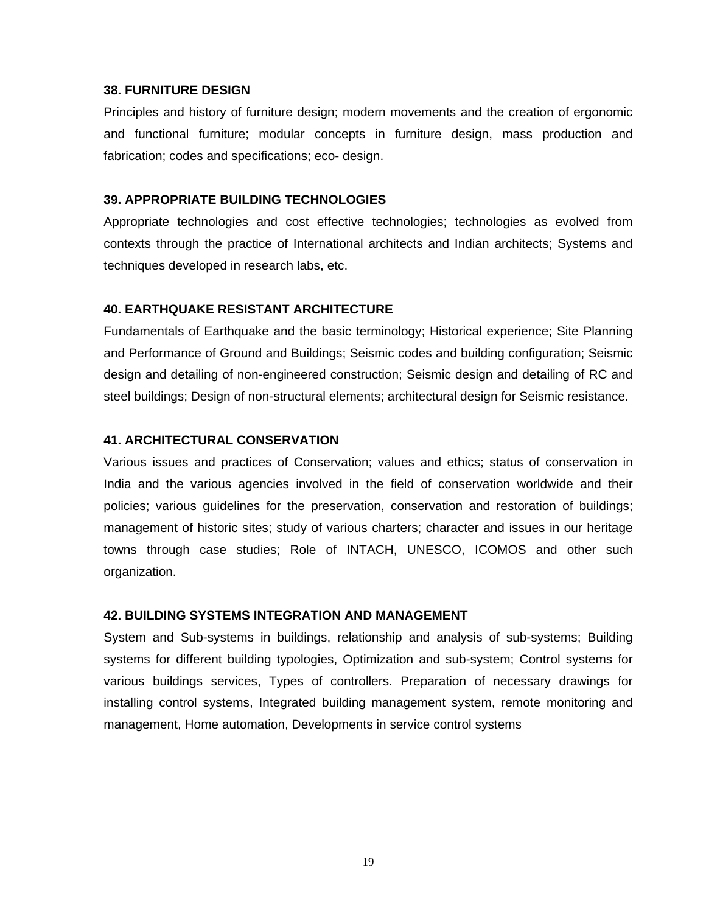**38. FURNITURE DESIGN**

Principles and history of furniture design; modern movements and the creation of ergonomic and functional furniture; modular concepts in furniture design, mass production and fabrication; codes and specifications; eco- design.

**39. APPROPRIATE BUILDING TECHNOLOGIES**

Appropriate technologies and cost effective technologies; technologies as evolved from contexts through the practice of International architects and Indian architects; Systems and techniques developed in research labs, etc.

**40. EARTHQUAKE RESISTANT ARCHITECTURE**

Fundamentals of Earthquake and the basic terminology; Historical experience; Site Planning and Performance of Ground and Buildings; Seismic codes and building configuration; Seismic design and detailing of non-engineered construction; Seismic design and detailing of RC and steel buildings; Design of non-structural elements; architectural design for Seismic resistance.

**41. ARCHITECTURAL CONSERVATION**

Various issues and practices of Conservation; values and ethics; status of conservation in India and the various agencies involved in the field of conservation worldwide and their policies; various guidelines for the preservation, conservation and restoration of buildings; management of historic sites; study of various charters; character and issues in our heritage towns through case studies; Role of INTACH, UNESCO, ICOMOS and other such organization.

**42. BUILDING SYSTEMS INTEGRATION AND MANAGEMENT**

System and Sub-systems in buildings, relationship and analysis of sub-systems; Building systems for different building typologies, Optimization and sub-system; Control systems for various buildings services, Types of controllers. Preparation of necessary drawings for installing control systems, Integrated building management system, remote monitoring and management, Home automation, Developments in service control systems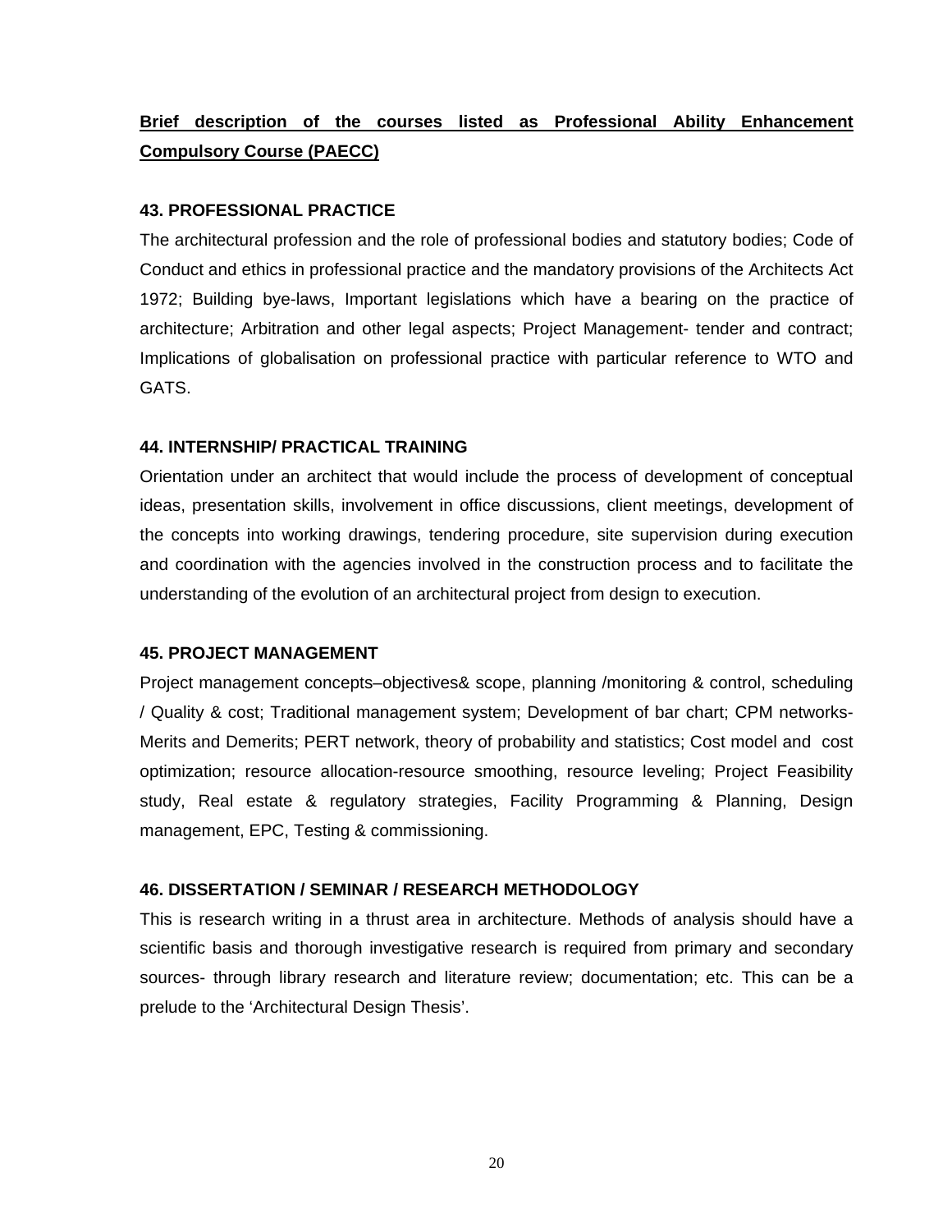**Brief description of the courses listed as Professional Ability Enhancement Compulsory Course (PAECC)**

### 43. PROFESSIONAL PRACTICE

The architectural profession and the role of professional bodies and statutory bodies; Code of Conduct and ethics in professional practice and the mandatory provisions of the Architects Act 1972; Building bye-laws, Important legislations which have a bearing on the practice of architecture; Arbitration and other legal aspects; Project Management- tender and contract; Implications of globalisation on professional practice with particular reference to WTO and GATS.

### 44. INTERNSHIP/ PRACTICAL TRAINING

Orientation under an architect that would include the process of development of conceptual ideas, presentation skills, involvement in office discussions, client meetings, development of the concepts into working drawings, tendering procedure, site supervision during execution and coordination with the agencies involved in the construction process and to facilitate the understanding of the evolution of an architectural project from design to execution.

### 45. PROJECT MANAGEMENT

Project management concepts–objectives& scope, planning /monitoring & control, scheduling / Quality & cost; Traditional management system; Development of bar chart; CPM networks- Merits and Demerits; PERT network, theory of probability and statistics; Cost model and cost optimization; resource allocation-resource smoothing, resource leveling; Project Feasibility study, Real estate & regulatory strategies, Facility Programming & Planning, Design management, EPC, Testing & commissioning.

### 46. DISSERTATION / SEMINAR / RESEARCH METHODOLOGY

This is research writing in a thrust area in architecture. Methods of analysis should have a scientific basis and thorough investigative research is required from primary and secondary sources- through library research and literature review; documentation; etc. This can be a prelude to the 'Architectural Design Thesis'.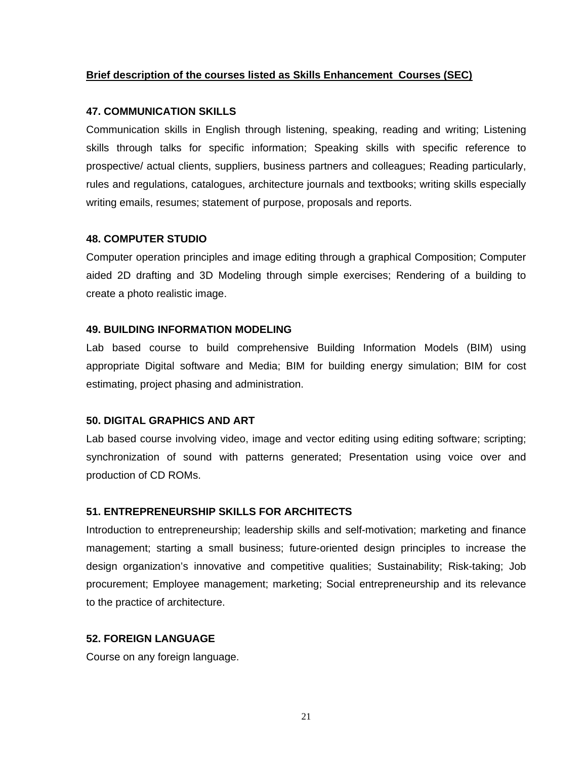**Brief description of the courses listed as Skills Enhancement Courses (SEC)**

### 47. COMMUNICATION SKILLS

Communication skills in English through listening, speaking, reading and writing; Listening skills through talks for specific information; Speaking skills with specific reference to prospective/ actual clients, suppliers, business partners and colleagues; Reading particularly, rules and regulations, catalogues, architecture journals and textbooks; writing skills especially writing emails, resumes; statement of purpose, proposals and reports.

### 48. COMPUTER STUDIO

Computer operation principles and image editing through a graphical Composition; Computer aided 2D drafting and 3D Modeling through simple exercises; Rendering of a building to create a photo realistic image.

### 49. BUILDING INFORMATION MODELING

Lab based course to build comprehensive Building Information Models (BIM) using appropriate Digital software and Media; BIM for building energy simulation; BIM for cost estimating, project phasing and administration.

### 50. DIGITAL GRAPHICS AND ART

Lab based course involving video, image and vector editing using editing software; scripting; synchronization of sound with patterns generated; Presentation using voice over and production of CD ROMs.

### 51. ENTREPRENEURSHIP SKILLS FOR ARCHITECTS

Introduction to entrepreneurship; leadership skills and self-motivation; marketing and finance management; starting a small business; future-oriented design principles to increase the design organization's innovative and competitive qualities; Sustainability; Risk-taking; Job procurement; Employee management; marketing; Social entrepreneurship and its relevance to the practice of architecture.

### 52. FOREIGN LANGUAGE

Course on any foreign language.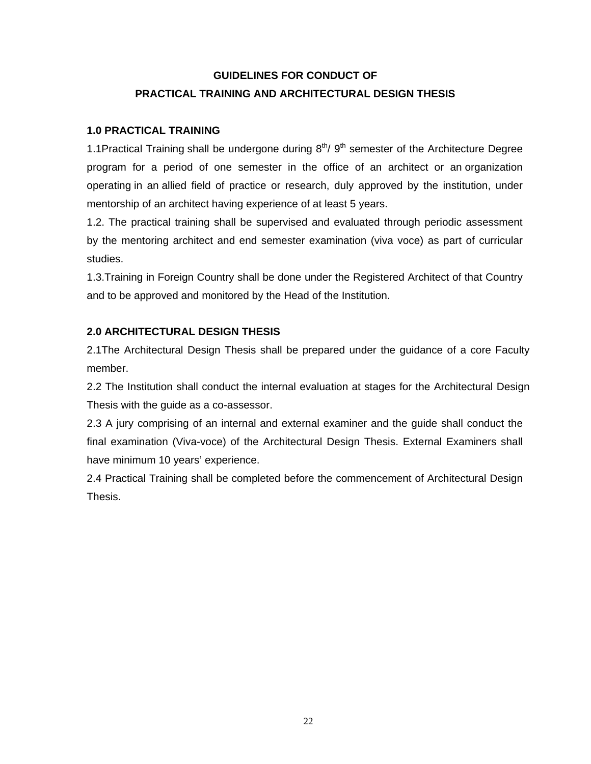# GUIDELINES FOR CONDUCT OF
# PRACTICAL TRAINING AND ARCHITECTURAL DESIGN THESIS

## 1.0 PRACTICAL TRAINING

1.1Practical Training shall be undergone during 8th/ 9th semester of the Architecture Degree program for a period of one semester in the office of an architect or an organization operating in an allied field of practice or research, duly approved by the institution, under mentorship of an architect having experience of at least 5 years.

1.2. The practical training shall be supervised and evaluated through periodic assessment by the mentoring architect and end semester examination (viva voce) as part of curricular studies.

1.3.Training in Foreign Country shall be done under the Registered Architect of that Country and to be approved and monitored by the Head of the Institution.

## 2.0 ARCHITECTURAL DESIGN THESIS

2.1The Architectural Design Thesis shall be prepared under the guidance of a core Faculty member.

2.2 The Institution shall conduct the internal evaluation at stages for the Architectural Design Thesis with the guide as a co-assessor.

2.3 A jury comprising of an internal and external examiner and the guide shall conduct the final examination (Viva-voce) of the Architectural Design Thesis. External Examiners shall have minimum 10 years' experience.

2.4 Practical Training shall be completed before the commencement of Architectural Design Thesis.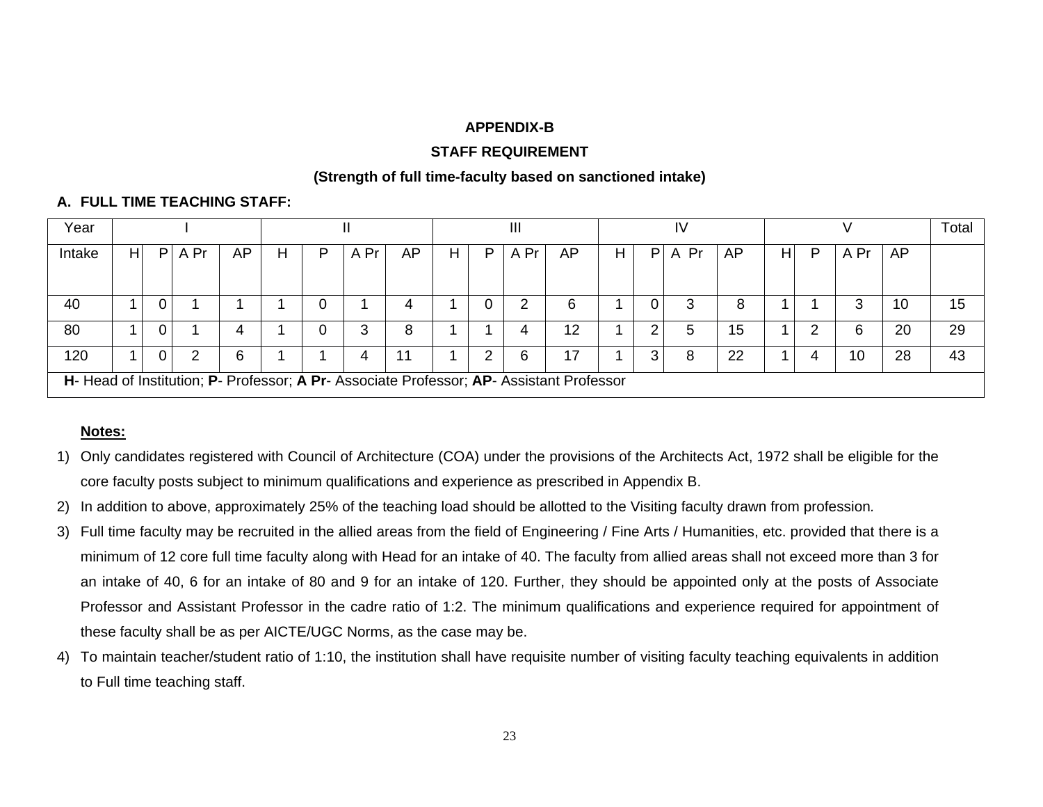## APPENDIX-B

## STAFF REQUIREMENT

### (Strength of full time-faculty based on sanctioned intake)

**A. FULL TIME TEACHING STAFF:**

| Year | I | | | | II | | | | III | | | | IV | | | | V | | | | Total |
|---|---|---|---|---|---|---|---|---|---|---|---|---|---|---|---|---|---|---|---|---|---|
| Intake | H | P | A Pr | AP | H | P | A Pr | AP | H | P | A Pr | AP | H | P | A Pr | AP | H | P | A Pr | AP | |
| 40 | 1 | 0 | 1 | 1 | 1 | 0 | 1 | 4 | 1 | 0 | 2 | 6 | 1 | 0 | 3 | 8 | 1 | 1 | 3 | 10 | 15 |
| 80 | 1 | 0 | 1 | 4 | 1 | 0 | 3 | 8 | 1 | 1 | 4 | 12 | 1 | 2 | 5 | 15 | 1 | 2 | 6 | 20 | 29 |
| 120 | 1 | 0 | 2 | 6 | 1 | 1 | 4 | 11 | 1 | 2 | 6 | 17 | 1 | 3 | 8 | 22 | 1 | 4 | 10 | 28 | 43 |

**H**- Head of Institution; **P**- Professor; **A Pr**- Associate Professor; **AP**- Assistant Professor

**Notes:**

1) Only candidates registered with Council of Architecture (COA) under the provisions of the Architects Act, 1972 shall be eligible for the core faculty posts subject to minimum qualifications and experience as prescribed in Appendix B.
2) In addition to above, approximately 25% of the teaching load should be allotted to the Visiting faculty drawn from profession.
3) Full time faculty may be recruited in the allied areas from the field of Engineering / Fine Arts / Humanities, etc. provided that there is a minimum of 12 core full time faculty along with Head for an intake of 40. The faculty from allied areas shall not exceed more than 3 for an intake of 40, 6 for an intake of 80 and 9 for an intake of 120. Further, they should be appointed only at the posts of Associate Professor and Assistant Professor in the cadre ratio of 1:2. The minimum qualifications and experience required for appointment of these faculty shall be as per AICTE/UGC Norms, as the case may be.
4) To maintain teacher/student ratio of 1:10, the institution shall have requisite number of visiting faculty teaching equivalents in addition to Full time teaching staff.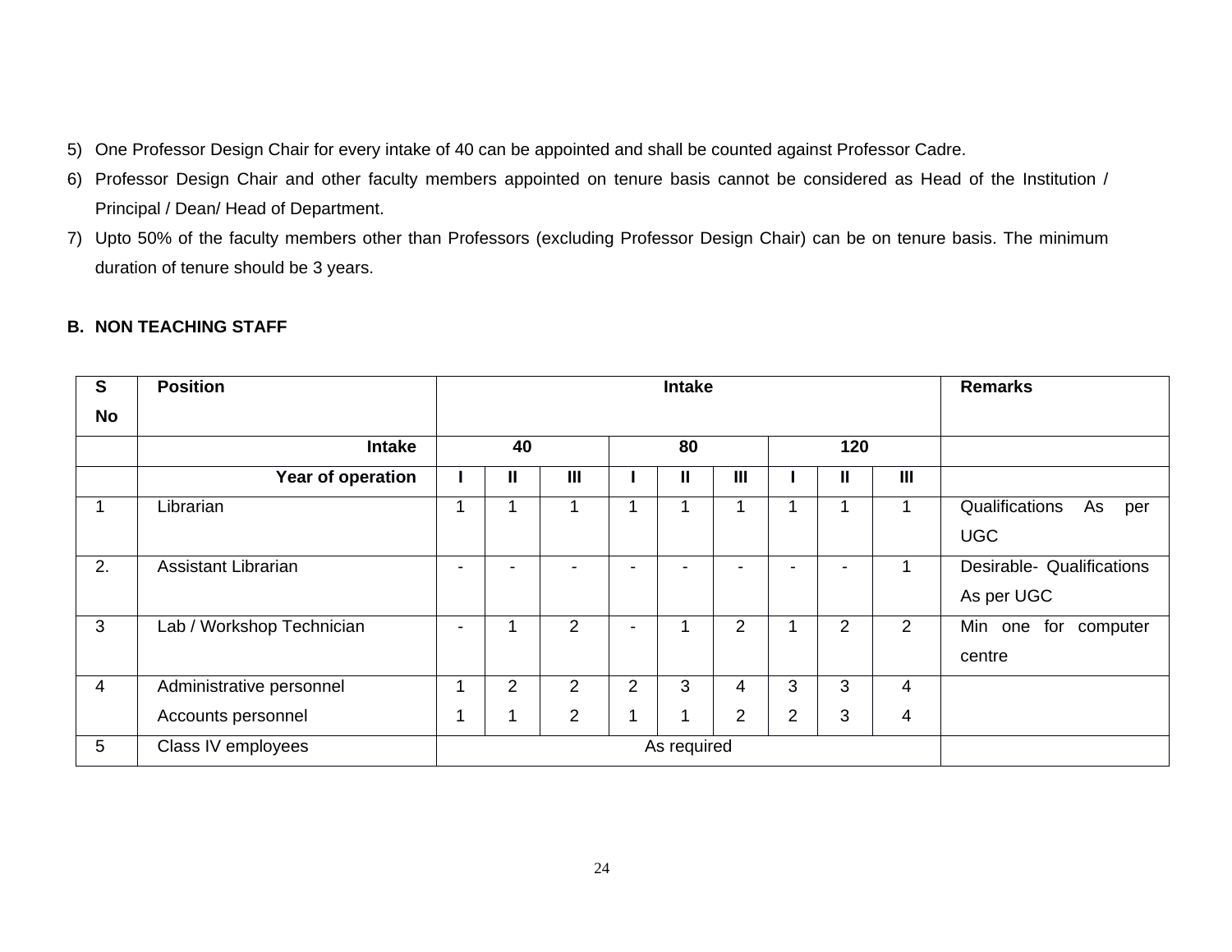5) One Professor Design Chair for every intake of 40 can be appointed and shall be counted against Professor Cadre.
6) Professor Design Chair and other faculty members appointed on tenure basis cannot be considered as Head of the Institution / Principal / Dean/ Head of Department.
7) Upto 50% of the faculty members other than Professors (excluding Professor Design Chair) can be on tenure basis. The minimum duration of tenure should be 3 years.

**B. NON TEACHING STAFF**

| S No | Position | Intake | | | | | | | | | Remarks |
|---|---|---|---|---|---|---|---|---|---|---|---|
| | **Intake** | **40** | | | **80** | | | **120** | | | |
| | **Year of operation** | **I** | **II** | **III** | **I** | **II** | **III** | **I** | **II** | **III** | |
| 1 | Librarian | 1 | 1 | 1 | 1 | 1 | 1 | 1 | 1 | 1 | Qualifications As per UGC |
| 2. | Assistant Librarian | - | - | - | - | - | - | - | - | 1 | Desirable- Qualifications As per UGC |
| 3 | Lab / Workshop Technician | - | 1 | 2 | - | 1 | 2 | 1 | 2 | 2 | Min one for computer centre |
| 4 | Administrative personnel | 1 | 2 | 2 | 2 | 3 | 4 | 3 | 3 | 4 | |
| | Accounts personnel | 1 | 1 | 2 | 1 | 1 | 2 | 2 | 3 | 4 | |
| 5 | Class IV employees | As required | | | | | | | | | |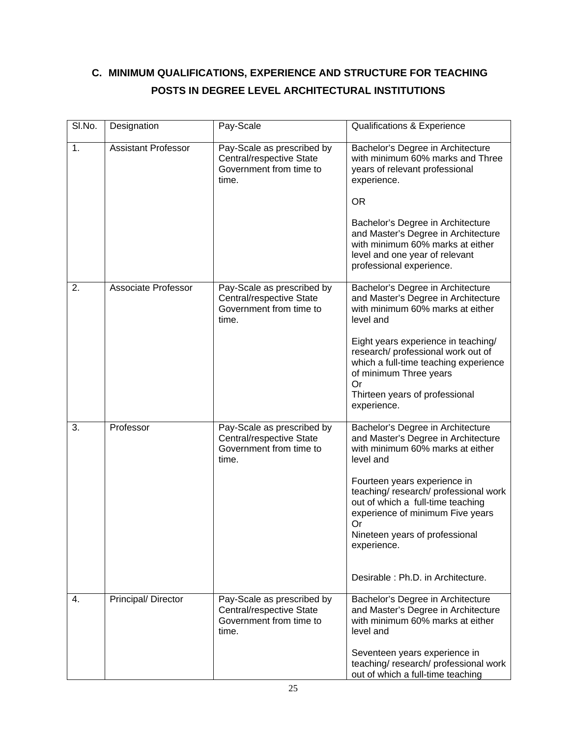## C. MINIMUM QUALIFICATIONS, EXPERIENCE AND STRUCTURE FOR TEACHING POSTS IN DEGREE LEVEL ARCHITECTURAL INSTITUTIONS

| Sl.No. | Designation | Pay-Scale | Qualifications & Experience |
|---|---|---|---|
| 1. | Assistant Professor | Pay-Scale as prescribed by Central/respective State Government from time to time. | Bachelor's Degree in Architecture with minimum 60% marks and Three years of relevant professional experience.<br><br>OR<br><br>Bachelor's Degree in Architecture and Master's Degree in Architecture with minimum 60% marks at either level and one year of relevant professional experience. |
| 2. | Associate Professor | Pay-Scale as prescribed by Central/respective State Government from time to time. | Bachelor's Degree in Architecture and Master's Degree in Architecture with minimum 60% marks at either level and<br><br>Eight years experience in teaching/ research/ professional work out of which a full-time teaching experience of minimum Three years<br>Or<br>Thirteen years of professional experience. |
| 3. | Professor | Pay-Scale as prescribed by Central/respective State Government from time to time. | Bachelor's Degree in Architecture and Master's Degree in Architecture with minimum 60% marks at either level and<br><br>Fourteen years experience in teaching/ research/ professional work out of which a full-time teaching experience of minimum Five years<br>Or<br>Nineteen years of professional experience.<br><br>Desirable : Ph.D. in Architecture. |
| 4. | Principal/ Director | Pay-Scale as prescribed by Central/respective State Government from time to time. | Bachelor's Degree in Architecture and Master's Degree in Architecture with minimum 60% marks at either level and<br><br>Seventeen years experience in teaching/ research/ professional work out of which a full-time teaching |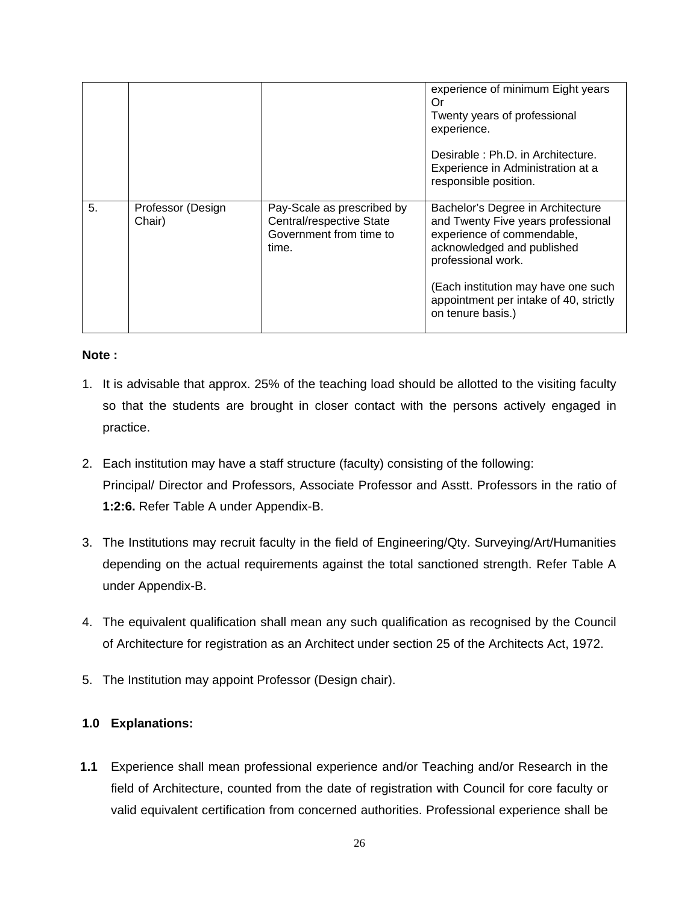| | | | |
|---|---|---|---|
| | | | experience of minimum Eight years<br>Or<br>Twenty years of professional experience.<br><br>Desirable : Ph.D. in Architecture. Experience in Administration at a responsible position. |
| 5. | Professor (Design Chair) | Pay-Scale as prescribed by Central/respective State Government from time to time. | Bachelor's Degree in Architecture and Twenty Five years professional experience of commendable, acknowledged and published professional work.<br><br>(Each institution may have one such appointment per intake of 40, strictly on tenure basis.) |

**Note :**

1. It is advisable that approx. 25% of the teaching load should be allotted to the visiting faculty so that the students are brought in closer contact with the persons actively engaged in practice.

2. Each institution may have a staff structure (faculty) consisting of the following: Principal/ Director and Professors, Associate Professor and Asstt. Professors in the ratio of **1:2:6.** Refer Table A under Appendix-B.

3. The Institutions may recruit faculty in the field of Engineering/Qty. Surveying/Art/Humanities depending on the actual requirements against the total sanctioned strength. Refer Table A under Appendix-B.

4. The equivalent qualification shall mean any such qualification as recognised by the Council of Architecture for registration as an Architect under section 25 of the Architects Act, 1972.

5. The Institution may appoint Professor (Design chair).

**1.0 Explanations:**

**1.1** Experience shall mean professional experience and/or Teaching and/or Research in the field of Architecture, counted from the date of registration with Council for core faculty or valid equivalent certification from concerned authorities. Professional experience shall be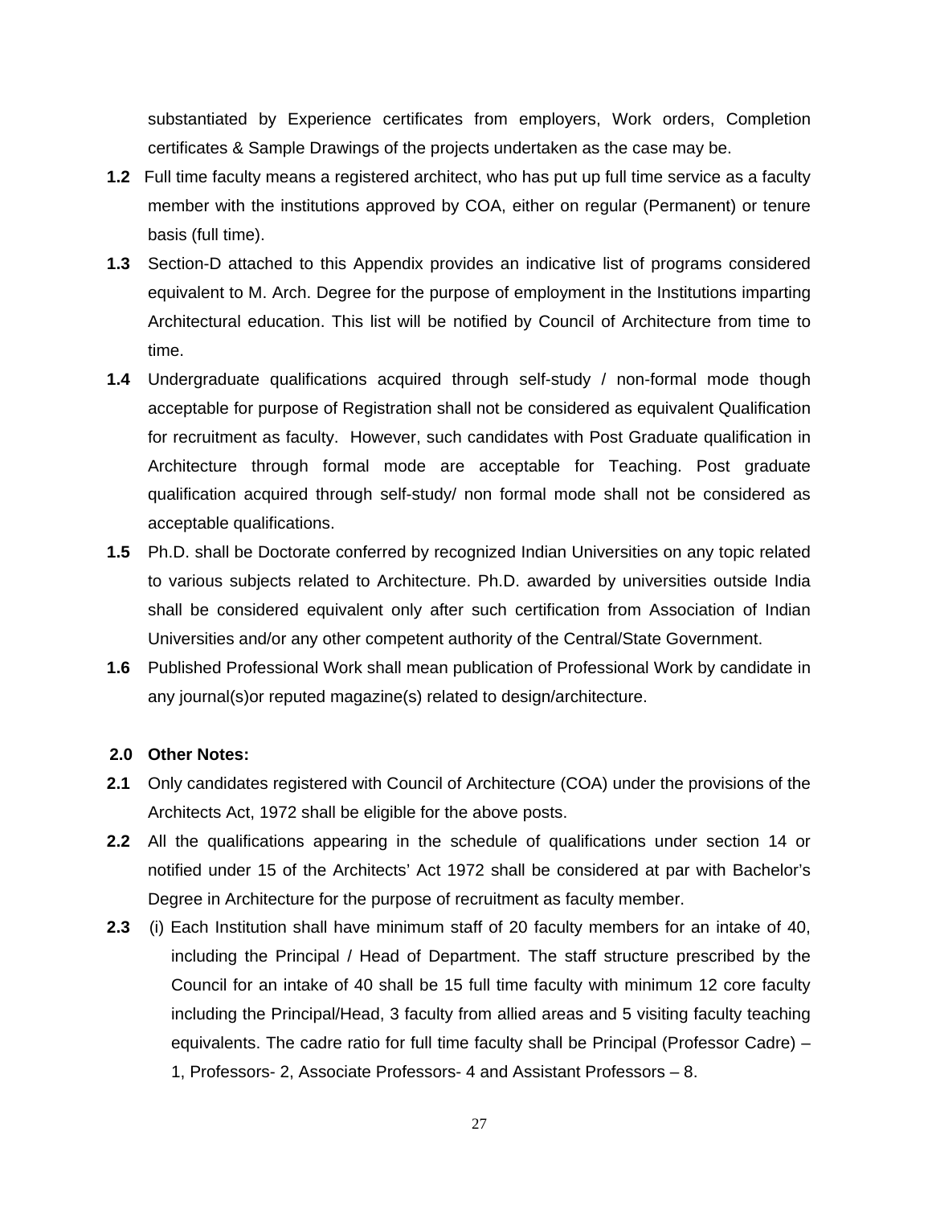substantiated by Experience certificates from employers, Work orders, Completion certificates & Sample Drawings of the projects undertaken as the case may be.

**1.2** Full time faculty means a registered architect, who has put up full time service as a faculty member with the institutions approved by COA, either on regular (Permanent) or tenure basis (full time).

**1.3** Section-D attached to this Appendix provides an indicative list of programs considered equivalent to M. Arch. Degree for the purpose of employment in the Institutions imparting Architectural education. This list will be notified by Council of Architecture from time to time.

**1.4** Undergraduate qualifications acquired through self-study / non-formal mode though acceptable for purpose of Registration shall not be considered as equivalent Qualification for recruitment as faculty. However, such candidates with Post Graduate qualification in Architecture through formal mode are acceptable for Teaching. Post graduate qualification acquired through self-study/ non formal mode shall not be considered as acceptable qualifications.

**1.5** Ph.D. shall be Doctorate conferred by recognized Indian Universities on any topic related to various subjects related to Architecture. Ph.D. awarded by universities outside India shall be considered equivalent only after such certification from Association of Indian Universities and/or any other competent authority of the Central/State Government.

**1.6** Published Professional Work shall mean publication of Professional Work by candidate in any journal(s)or reputed magazine(s) related to design/architecture.

**2.0 Other Notes:**

**2.1** Only candidates registered with Council of Architecture (COA) under the provisions of the Architects Act, 1972 shall be eligible for the above posts.

**2.2** All the qualifications appearing in the schedule of qualifications under section 14 or notified under 15 of the Architects' Act 1972 shall be considered at par with Bachelor's Degree in Architecture for the purpose of recruitment as faculty member.

**2.3** (i) Each Institution shall have minimum staff of 20 faculty members for an intake of 40, including the Principal / Head of Department. The staff structure prescribed by the Council for an intake of 40 shall be 15 full time faculty with minimum 12 core faculty including the Principal/Head, 3 faculty from allied areas and 5 visiting faculty teaching equivalents. The cadre ratio for full time faculty shall be Principal (Professor Cadre) – 1, Professors- 2, Associate Professors- 4 and Assistant Professors – 8.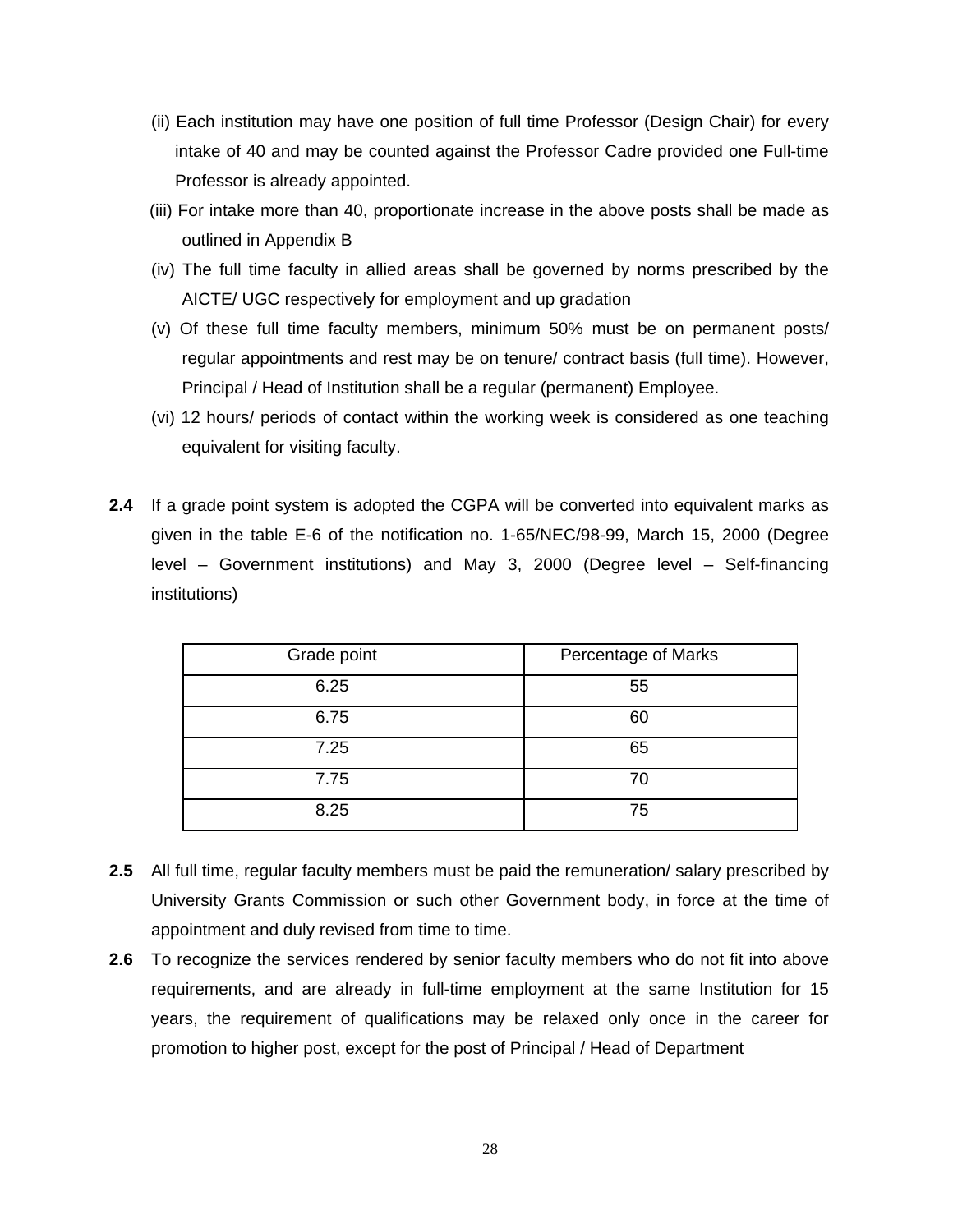(ii) Each institution may have one position of full time Professor (Design Chair) for every intake of 40 and may be counted against the Professor Cadre provided one Full-time Professor is already appointed.

(iii) For intake more than 40, proportionate increase in the above posts shall be made as outlined in Appendix B

(iv) The full time faculty in allied areas shall be governed by norms prescribed by the AICTE/ UGC respectively for employment and up gradation

(v) Of these full time faculty members, minimum 50% must be on permanent posts/ regular appointments and rest may be on tenure/ contract basis (full time). However, Principal / Head of Institution shall be a regular (permanent) Employee.

(vi) 12 hours/ periods of contact within the working week is considered as one teaching equivalent for visiting faculty.

**2.4** If a grade point system is adopted the CGPA will be converted into equivalent marks as given in the table E-6 of the notification no. 1-65/NEC/98-99, March 15, 2000 (Degree level – Government institutions) and May 3, 2000 (Degree level – Self-financing institutions)

| Grade point | Percentage of Marks |
|---|---|
| 6.25 | 55 |
| 6.75 | 60 |
| 7.25 | 65 |
| 7.75 | 70 |
| 8.25 | 75 |

**2.5** All full time, regular faculty members must be paid the remuneration/ salary prescribed by University Grants Commission or such other Government body, in force at the time of appointment and duly revised from time to time.

**2.6** To recognize the services rendered by senior faculty members who do not fit into above requirements, and are already in full-time employment at the same Institution for 15 years, the requirement of qualifications may be relaxed only once in the career for promotion to higher post, except for the post of Principal / Head of Department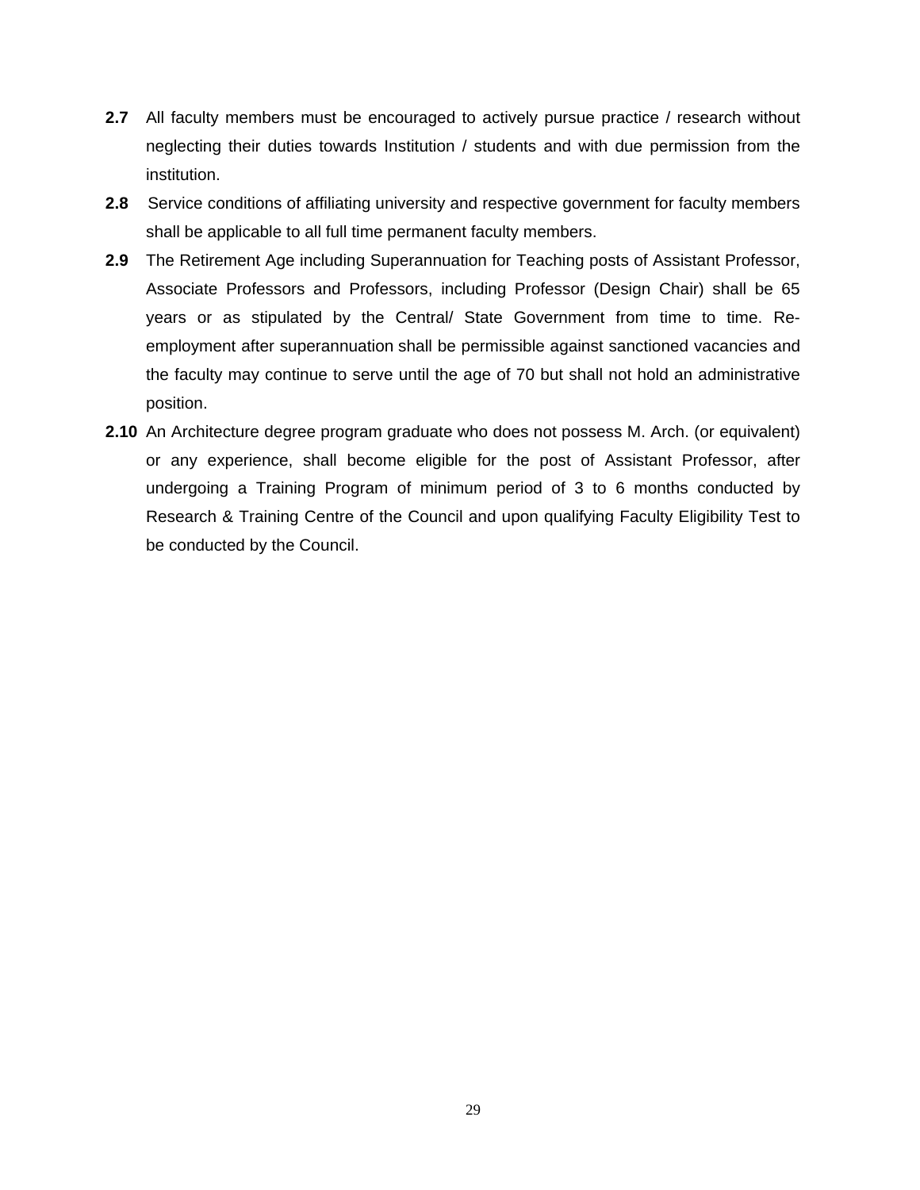**2.7** All faculty members must be encouraged to actively pursue practice / research without neglecting their duties towards Institution / students and with due permission from the institution.

**2.8** Service conditions of affiliating university and respective government for faculty members shall be applicable to all full time permanent faculty members.

**2.9** The Retirement Age including Superannuation for Teaching posts of Assistant Professor, Associate Professors and Professors, including Professor (Design Chair) shall be 65 years or as stipulated by the Central/ State Government from time to time. Re-employment after superannuation shall be permissible against sanctioned vacancies and the faculty may continue to serve until the age of 70 but shall not hold an administrative position.

**2.10** An Architecture degree program graduate who does not possess M. Arch. (or equivalent) or any experience, shall become eligible for the post of Assistant Professor, after undergoing a Training Program of minimum period of 3 to 6 months conducted by Research & Training Centre of the Council and upon qualifying Faculty Eligibility Test to be conducted by the Council.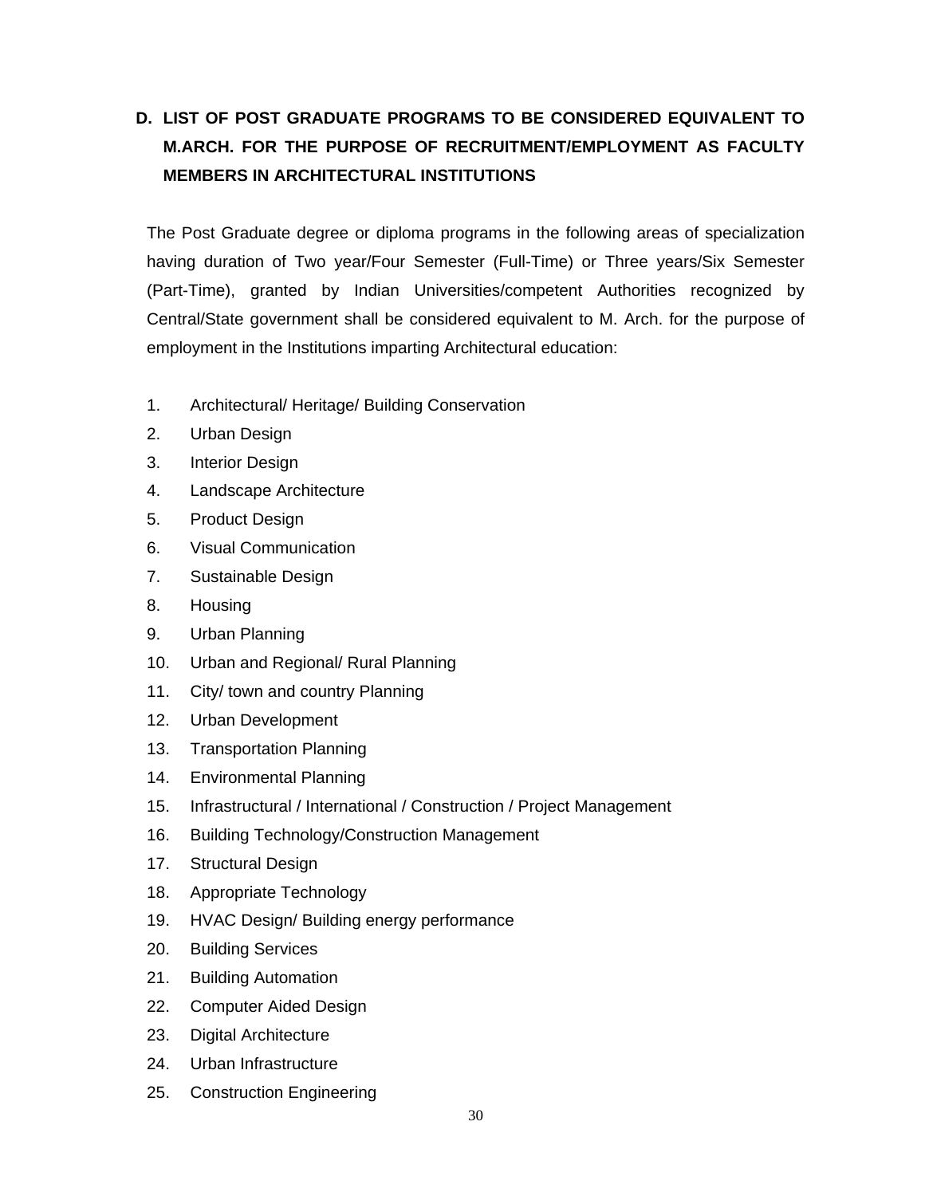## D. LIST OF POST GRADUATE PROGRAMS TO BE CONSIDERED EQUIVALENT TO M.ARCH. FOR THE PURPOSE OF RECRUITMENT/EMPLOYMENT AS FACULTY MEMBERS IN ARCHITECTURAL INSTITUTIONS

The Post Graduate degree or diploma programs in the following areas of specialization having duration of Two year/Four Semester (Full-Time) or Three years/Six Semester (Part-Time), granted by Indian Universities/competent Authorities recognized by Central/State government shall be considered equivalent to M. Arch. for the purpose of employment in the Institutions imparting Architectural education:

1. Architectural/ Heritage/ Building Conservation
2. Urban Design
3. Interior Design
4. Landscape Architecture
5. Product Design
6. Visual Communication
7. Sustainable Design
8. Housing
9. Urban Planning
10. Urban and Regional/ Rural Planning
11. City/ town and country Planning
12. Urban Development
13. Transportation Planning
14. Environmental Planning
15. Infrastructural / International / Construction / Project Management
16. Building Technology/Construction Management
17. Structural Design
18. Appropriate Technology
19. HVAC Design/ Building energy performance
20. Building Services
21. Building Automation
22. Computer Aided Design
23. Digital Architecture
24. Urban Infrastructure
25. Construction Engineering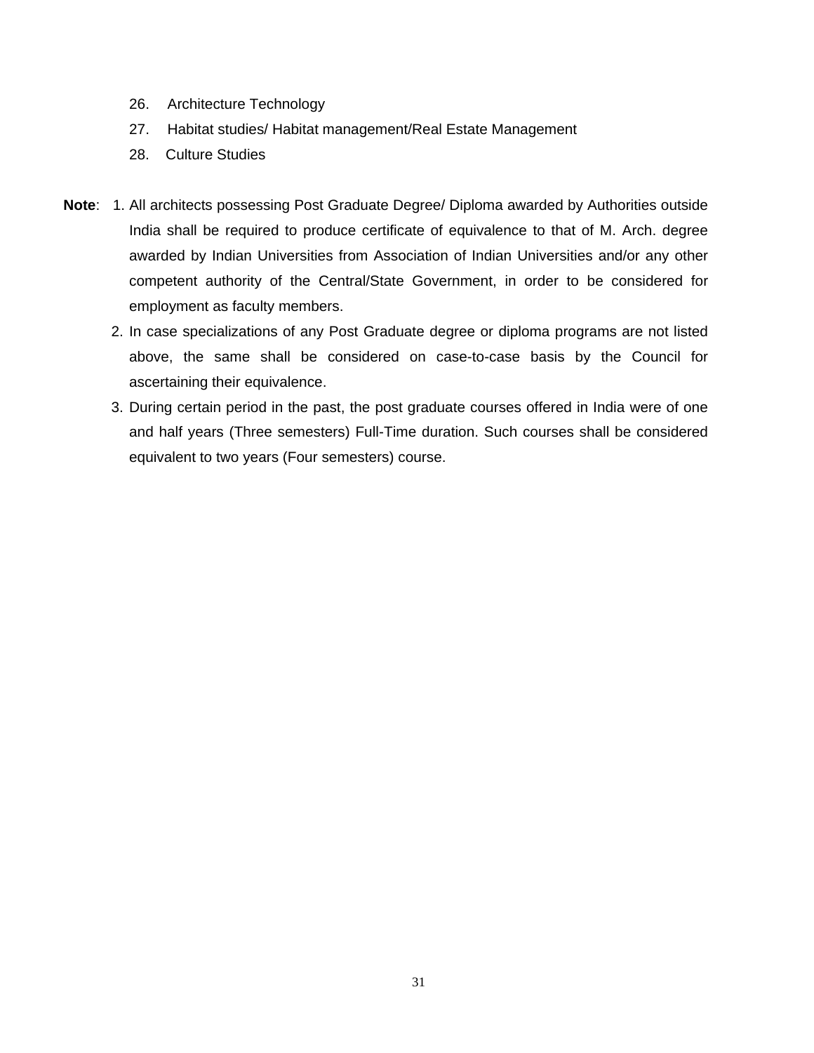26. Architecture Technology
27. Habitat studies/ Habitat management/Real Estate Management
28. Culture Studies

**Note**:

1. All architects possessing Post Graduate Degree/ Diploma awarded by Authorities outside India shall be required to produce certificate of equivalence to that of M. Arch. degree awarded by Indian Universities from Association of Indian Universities and/or any other competent authority of the Central/State Government, in order to be considered for employment as faculty members.
2. In case specializations of any Post Graduate degree or diploma programs are not listed above, the same shall be considered on case-to-case basis by the Council for ascertaining their equivalence.
3. During certain period in the past, the post graduate courses offered in India were of one and half years (Three semesters) Full-Time duration. Such courses shall be considered equivalent to two years (Four semesters) course.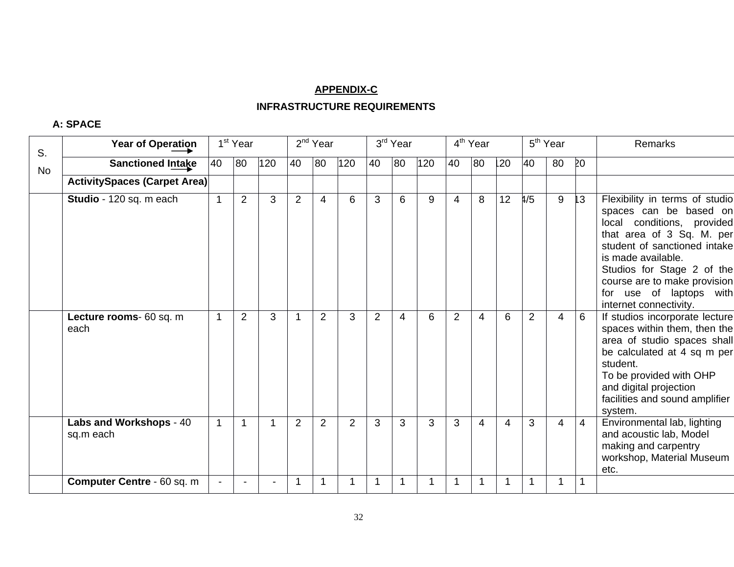## APPENDIX-C

### INFRASTRUCTURE REQUIREMENTS

**A: SPACE**

| S. No | Year of Operation → | 1st Year | | | 2nd Year | | | 3rd Year | | | 4th Year | | | 5th Year | | | Remarks |
|---|---|---|---|---|---|---|---|---|---|---|---|---|---|---|---|---|---|
| | **Sanctioned Intake →** | 40 | 80 | 120 | 40 | 80 | 120 | 40 | 80 | 120 | 40 | 80 | 120 | 40 | 80 | 120 | |
| | **ActivitySpaces (Carpet Area)** | | | | | | | | | | | | | | | | |
| | **Studio** - 120 sq. m each | 1 | 2 | 3 | 2 | 4 | 6 | 3 | 6 | 9 | 4 | 8 | 12 | 4/5 | 9 | 13 | Flexibility in terms of studio spaces can be based on local conditions, provided that area of 3 Sq. M. per student of sanctioned intake is made available. Studios for Stage 2 of the course are to make provision for use of laptops with internet connectivity. |
| | **Lecture rooms**- 60 sq. m each | 1 | 2 | 3 | 1 | 2 | 3 | 2 | 4 | 6 | 2 | 4 | 6 | 2 | 4 | 6 | If studios incorporate lecture spaces within them, then the area of studio spaces shall be calculated at 4 sq m per student. To be provided with OHP and digital projection facilities and sound amplifier system. |
| | **Labs and Workshops** - 40 sq.m each | 1 | 1 | 1 | 2 | 2 | 2 | 3 | 3 | 3 | 3 | 4 | 4 | 3 | 4 | 4 | Environmental lab, lighting and acoustic lab, Model making and carpentry workshop, Material Museum etc. |
| | **Computer Centre** - 60 sq. m | - | - | - | 1 | 1 | 1 | 1 | 1 | 1 | 1 | 1 | 1 | 1 | 1 | 1 | |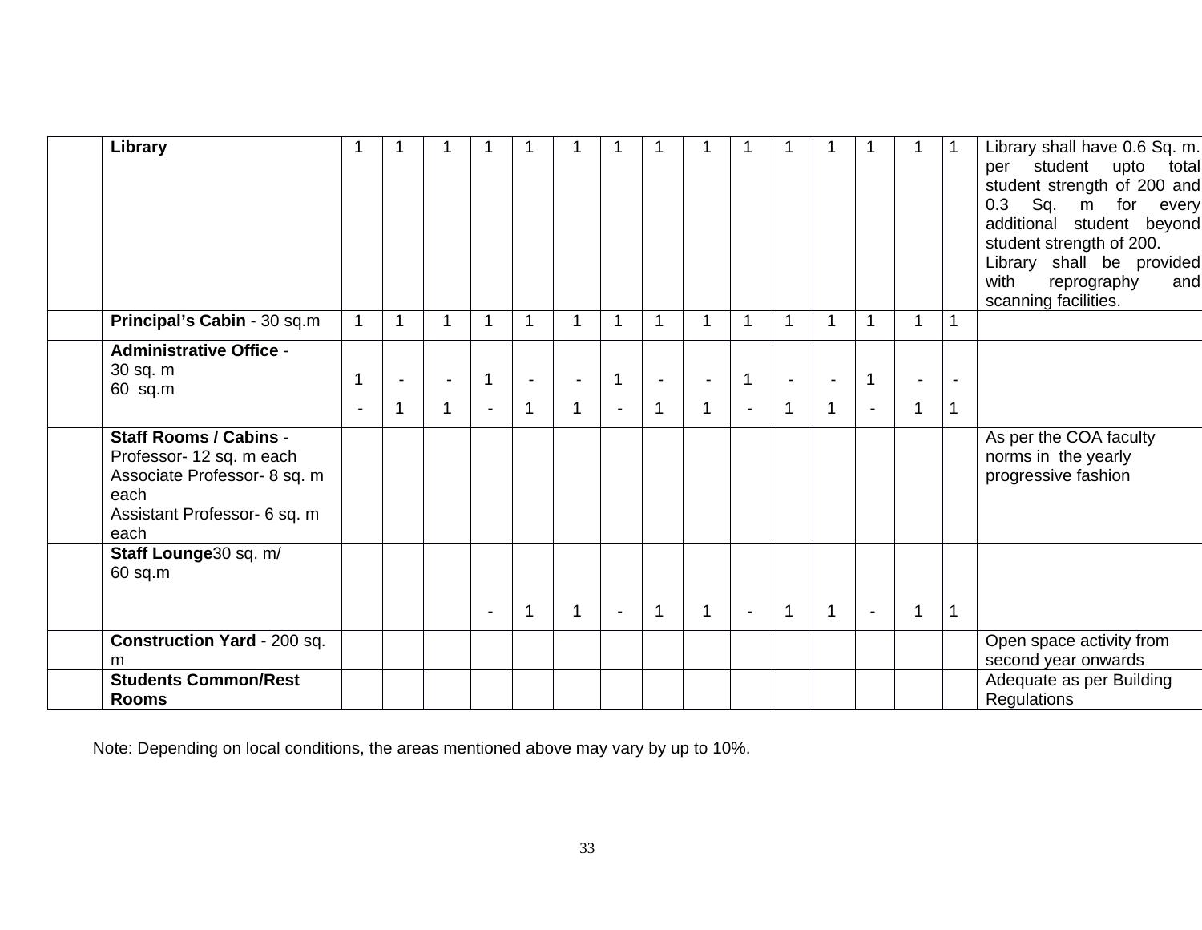| | | | | | | | | | | | | | | | | | |
|---|---|---|---|---|---|---|---|---|---|---|---|---|---|---|---|---|---|
| | **Library** | 1 | 1 | 1 | 1 | 1 | 1 | 1 | 1 | 1 | 1 | 1 | 1 | 1 | 1 | 1 | Library shall have 0.6 Sq. m. per student upto total student strength of 200 and 0.3 Sq. m for every additional student beyond student strength of 200.<br>Library shall be provided with reprography and scanning facilities. |
| | **Principal's Cabin** - 30 sq.m | 1 | 1 | 1 | 1 | 1 | 1 | 1 | 1 | 1 | 1 | 1 | 1 | 1 | 1 | 1 | |
| | **Administrative Office** -<br>30 sq. m<br>60 sq.m | 1<br>- | -<br>1 | -<br>1 | 1<br>- | -<br>1 | -<br>1 | 1<br>- | -<br>1 | -<br>1 | 1<br>- | -<br>1 | -<br>1 | 1<br>- | -<br>1 | -<br>1 | |
| | **Staff Rooms / Cabins** -<br>Professor- 12 sq. m each<br>Associate Professor- 8 sq. m each<br>Assistant Professor- 6 sq. m each | | | | | | | | | | | | | | | | As per the COA faculty norms in the yearly progressive fashion |
| | **Staff Lounge**30 sq. m/<br>60 sq.m | | | | - | 1 | 1 | - | 1 | 1 | - | 1 | 1 | - | 1 | 1 | |
| | **Construction Yard** - 200 sq. m | | | | | | | | | | | | | | | | Open space activity from second year onwards |
| | **Students Common/Rest Rooms** | | | | | | | | | | | | | | | | Adequate as per Building Regulations |

Note: Depending on local conditions, the areas mentioned above may vary by up to 10%.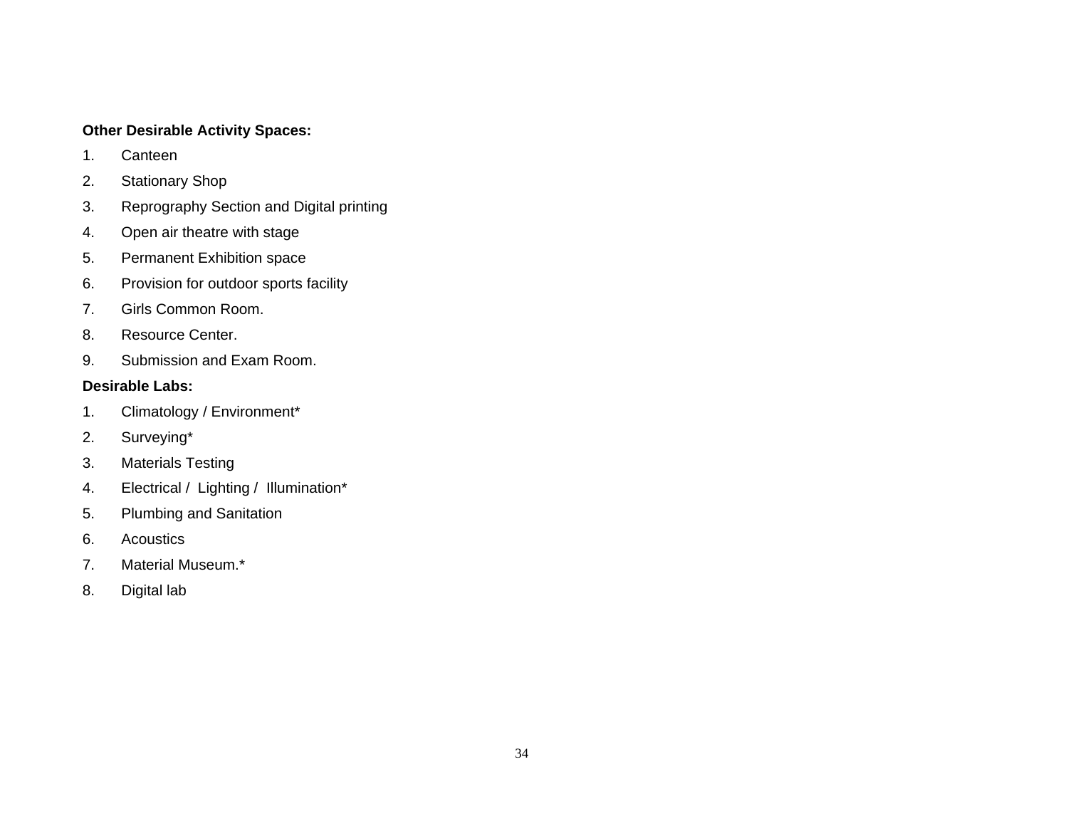**Other Desirable Activity Spaces:**

1. Canteen
2. Stationary Shop
3. Reprography Section and Digital printing
4. Open air theatre with stage
5. Permanent Exhibition space
6. Provision for outdoor sports facility
7. Girls Common Room.
8. Resource Center.
9. Submission and Exam Room.

**Desirable Labs:**

1. Climatology / Environment*
2. Surveying*
3. Materials Testing
4. Electrical / Lighting / Illumination*
5. Plumbing and Sanitation
6. Acoustics
7. Material Museum.*
8. Digital lab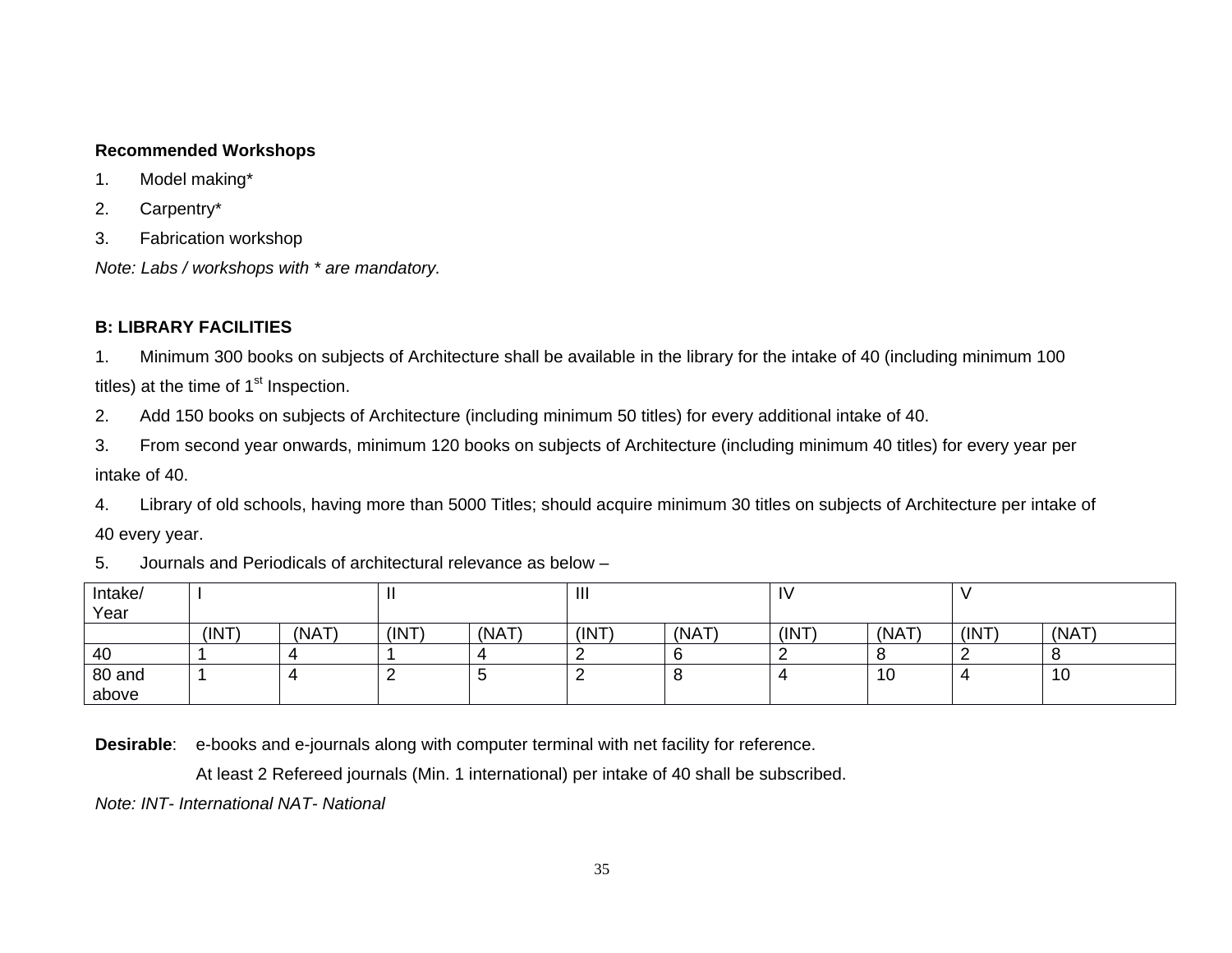**Recommended Workshops**

1. Model making*
2. Carpentry*
3. Fabrication workshop

*Note: Labs / workshops with * are mandatory.*

**B: LIBRARY FACILITIES**

1. Minimum 300 books on subjects of Architecture shall be available in the library for the intake of 40 (including minimum 100 titles) at the time of 1st Inspection.
2. Add 150 books on subjects of Architecture (including minimum 50 titles) for every additional intake of 40.
3. From second year onwards, minimum 120 books on subjects of Architecture (including minimum 40 titles) for every year per intake of 40.
4. Library of old schools, having more than 5000 Titles; should acquire minimum 30 titles on subjects of Architecture per intake of 40 every year.
5. Journals and Periodicals of architectural relevance as below –

| Intake/ Year | I | | II | | III | | IV | | V | |
|---|---|---|---|---|---|---|---|---|---|---|
| | (INT) | (NAT) | (INT) | (NAT) | (INT) | (NAT) | (INT) | (NAT) | (INT) | (NAT) |
| 40 | 1 | 4 | 1 | 4 | 2 | 6 | 2 | 8 | 2 | 8 |
| 80 and above | 1 | 4 | 2 | 5 | 2 | 8 | 4 | 10 | 4 | 10 |

**Desirable**: e-books and e-journals along with computer terminal with net facility for reference.

At least 2 Refereed journals (Min. 1 international) per intake of 40 shall be subscribed.

*Note: INT- International NAT- National*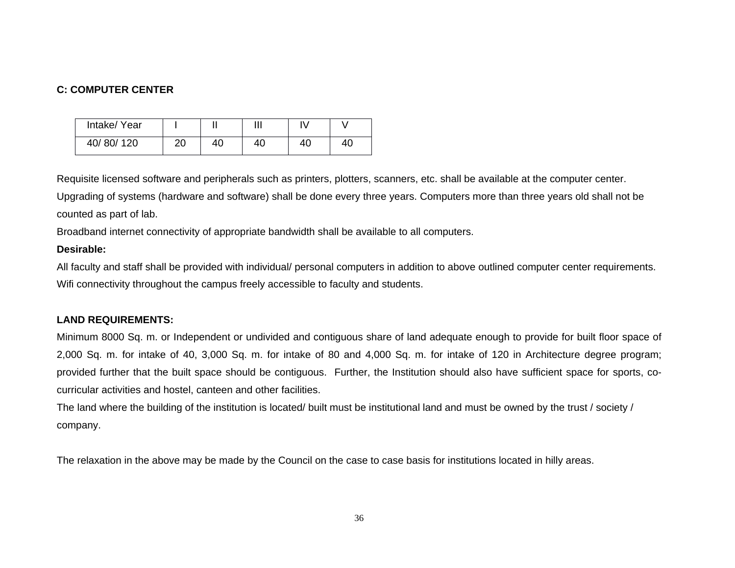**C: COMPUTER CENTER**

| Intake/ Year | I | II | III | IV | V |
|---|---|---|---|---|---|
| 40/ 80/ 120 | 20 | 40 | 40 | 40 | 40 |

Requisite licensed software and peripherals such as printers, plotters, scanners, etc. shall be available at the computer center.

Upgrading of systems (hardware and software) shall be done every three years. Computers more than three years old shall not be counted as part of lab.

Broadband internet connectivity of appropriate bandwidth shall be available to all computers.

**Desirable:**

All faculty and staff shall be provided with individual/ personal computers in addition to above outlined computer center requirements.

Wifi connectivity throughout the campus freely accessible to faculty and students.

**LAND REQUIREMENTS:**

Minimum 8000 Sq. m. or Independent or undivided and contiguous share of land adequate enough to provide for built floor space of 2,000 Sq. m. for intake of 40, 3,000 Sq. m. for intake of 80 and 4,000 Sq. m. for intake of 120 in Architecture degree program; provided further that the built space should be contiguous. Further, the Institution should also have sufficient space for sports, co-curricular activities and hostel, canteen and other facilities.

The land where the building of the institution is located/ built must be institutional land and must be owned by the trust / society / company.

The relaxation in the above may be made by the Council on the case to case basis for institutions located in hilly areas.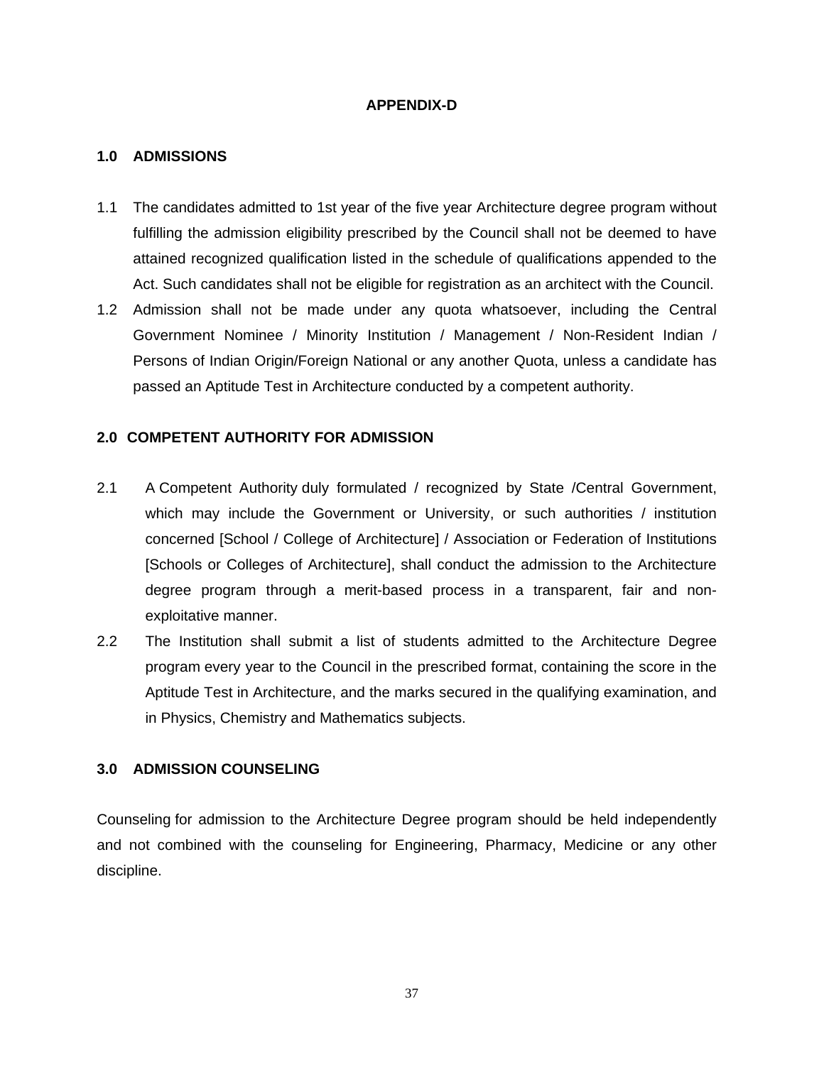# APPENDIX-D

## 1.0 ADMISSIONS

1.1 The candidates admitted to 1st year of the five year Architecture degree program without fulfilling the admission eligibility prescribed by the Council shall not be deemed to have attained recognized qualification listed in the schedule of qualifications appended to the Act. Such candidates shall not be eligible for registration as an architect with the Council.

1.2 Admission shall not be made under any quota whatsoever, including the Central Government Nominee / Minority Institution / Management / Non-Resident Indian / Persons of Indian Origin/Foreign National or any another Quota, unless a candidate has passed an Aptitude Test in Architecture conducted by a competent authority.

## 2.0 COMPETENT AUTHORITY FOR ADMISSION

2.1 A Competent Authority duly formulated / recognized by State /Central Government, which may include the Government or University, or such authorities / institution concerned [School / College of Architecture] / Association or Federation of Institutions [Schools or Colleges of Architecture], shall conduct the admission to the Architecture degree program through a merit-based process in a transparent, fair and non-exploitative manner.

2.2 The Institution shall submit a list of students admitted to the Architecture Degree program every year to the Council in the prescribed format, containing the score in the Aptitude Test in Architecture, and the marks secured in the qualifying examination, and in Physics, Chemistry and Mathematics subjects.

## 3.0 ADMISSION COUNSELING

Counseling for admission to the Architecture Degree program should be held independently and not combined with the counseling for Engineering, Pharmacy, Medicine or any other discipline.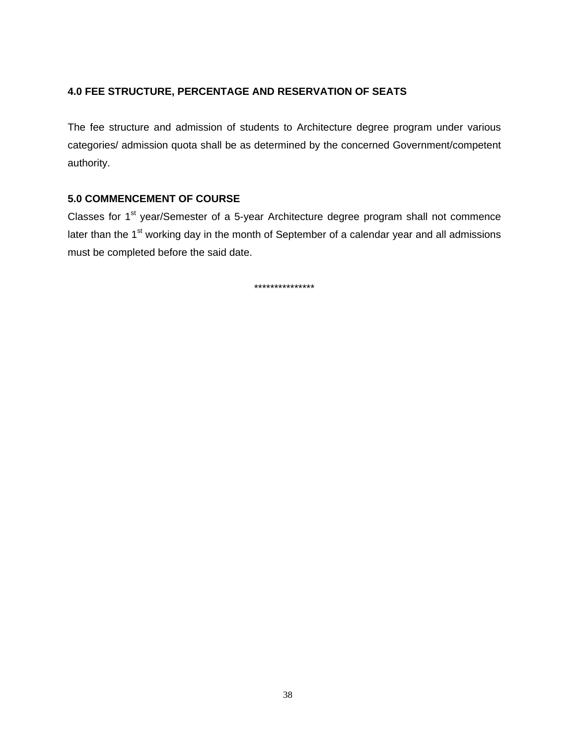### 4.0 FEE STRUCTURE, PERCENTAGE AND RESERVATION OF SEATS

The fee structure and admission of students to Architecture degree program under various categories/ admission quota shall be as determined by the concerned Government/competent authority.

### 5.0 COMMENCEMENT OF COURSE

Classes for 1st year/Semester of a 5-year Architecture degree program shall not commence later than the 1st working day in the month of September of a calendar year and all admissions must be completed before the said date.

***************